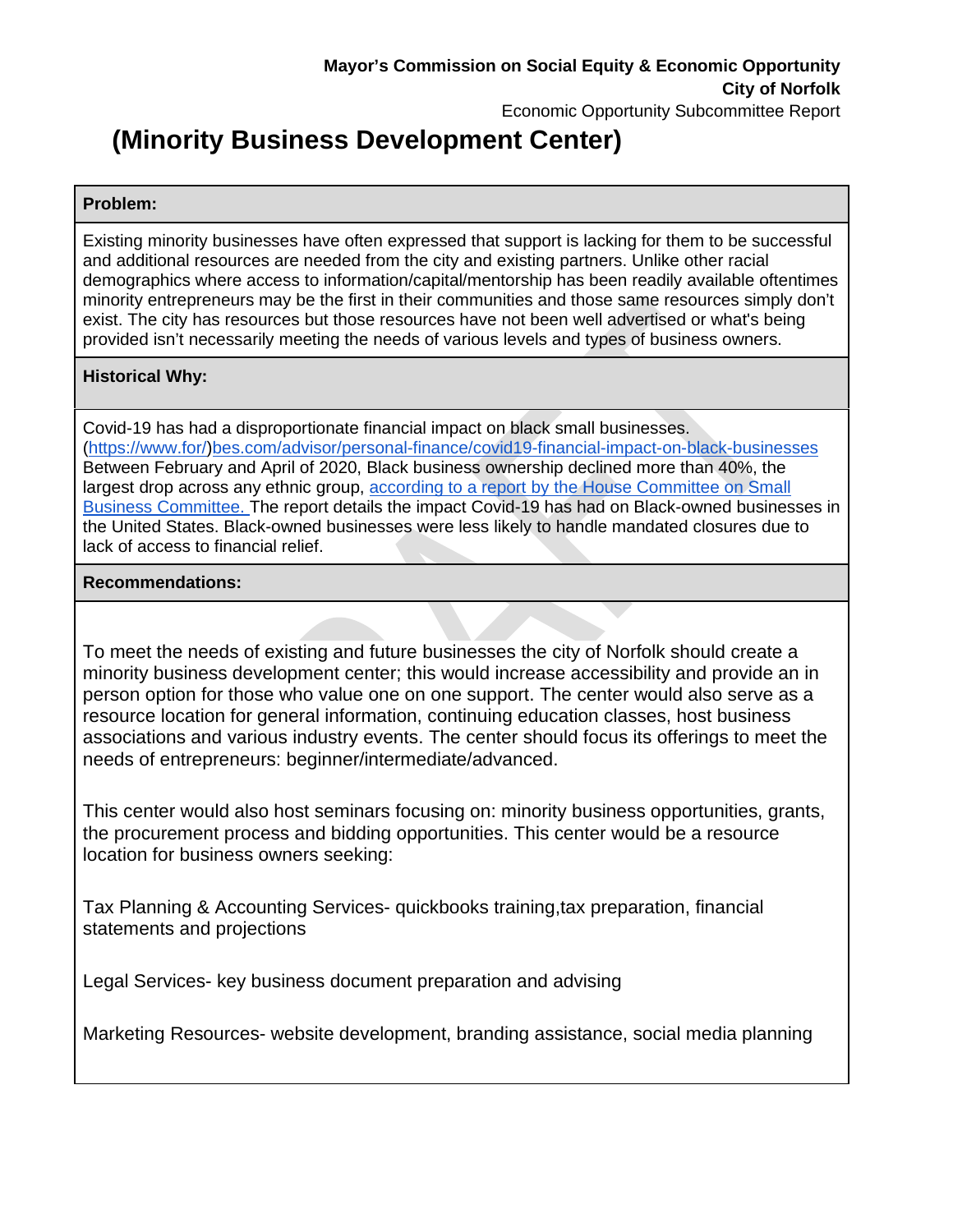**Mayor's Commission on Social Equity & Economic Opportunity**
**City of Norfolk**
Economic Opportunity Subcommittee Report

# (Minority Business Development Center)

| **Problem:** |
|---|
| Existing minority businesses have often expressed that support is lacking for them to be successful and additional resources are needed from the city and existing partners. Unlike other racial demographics where access to information/capital/mentorship has been readily available oftentimes minority entrepreneurs may be the first in their communities and those same resources simply don't exist. The city has resources but those resources have not been well advertised or what's being provided isn't necessarily meeting the needs of various levels and types of business owners. |
| **Historical Why:** |
| Covid-19 has had a disproportionate financial impact on black small businesses. (https://www.for/)bes.com/advisor/personal-finance/covid19-financial-impact-on-black-businesses Between February and April of 2020, Black business ownership declined more than 40%, the largest drop across any ethnic group, according to a report by the House Committee on Small Business Committee. The report details the impact Covid-19 has had on Black-owned businesses in the United States. Black-owned businesses were less likely to handle mandated closures due to lack of access to financial relief. |
| **Recommendations:** |
| To meet the needs of existing and future businesses the city of Norfolk should create a minority business development center; this would increase accessibility and provide an in person option for those who value one on one support. The center would also serve as a resource location for general information, continuing education classes, host business associations and various industry events. The center should focus its offerings to meet the needs of entrepreneurs: beginner/intermediate/advanced.<br><br>This center would also host seminars focusing on: minority business opportunities, grants, the procurement process and bidding opportunities. This center would be a resource location for business owners seeking:<br><br>Tax Planning & Accounting Services- quickbooks training,tax preparation, financial statements and projections<br><br>Legal Services- key business document preparation and advising<br><br>Marketing Resources- website development, branding assistance, social media planning |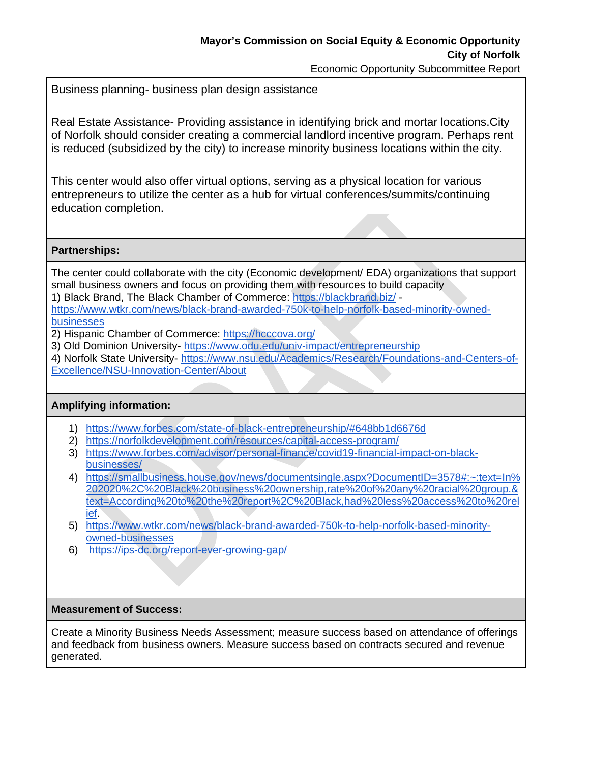Business planning- business plan design assistance

Real Estate Assistance- Providing assistance in identifying brick and mortar locations.City of Norfolk should consider creating a commercial landlord incentive program. Perhaps rent is reduced (subsidized by the city) to increase minority business locations within the city.

This center would also offer virtual options, serving as a physical location for various entrepreneurs to utilize the center as a hub for virtual conferences/summits/continuing education completion.

**Partnerships:**

The center could collaborate with the city (Economic development/ EDA) organizations that support small business owners and focus on providing them with resources to build capacity

1) Black Brand, The Black Chamber of Commerce: https://blackbrand.biz/ - https://www.wtkr.com/news/black-brand-awarded-750k-to-help-norfolk-based-minority-owned-businesses
2) Hispanic Chamber of Commerce: https://hcccova.org/
3) Old Dominion University- https://www.odu.edu/univ-impact/entrepreneurship
4) Norfolk State University- https://www.nsu.edu/Academics/Research/Foundations-and-Centers-of-Excellence/NSU-Innovation-Center/About

**Amplifying information:**

1) https://www.forbes.com/state-of-black-entrepreneurship/#648bb1d6676d
2) https://norfolkdevelopment.com/resources/capital-access-program/
3) https://www.forbes.com/advisor/personal-finance/covid19-financial-impact-on-black-businesses/
4) https://smallbusiness.house.gov/news/documentsingle.aspx?DocumentID=3578#:~:text=In%202020%2C%20Black%20business%20ownership,rate%20of%20any%20racial%20group.&text=According%20to%20the%20report%2C%20Black,had%20less%20access%20to%20relief.
5) https://www.wtkr.com/news/black-brand-awarded-750k-to-help-norfolk-based-minority-owned-businesses
6) https://ips-dc.org/report-ever-growing-gap/

**Measurement of Success:**

Create a Minority Business Needs Assessment; measure success based on attendance of offerings and feedback from business owners. Measure success based on contracts secured and revenue generated.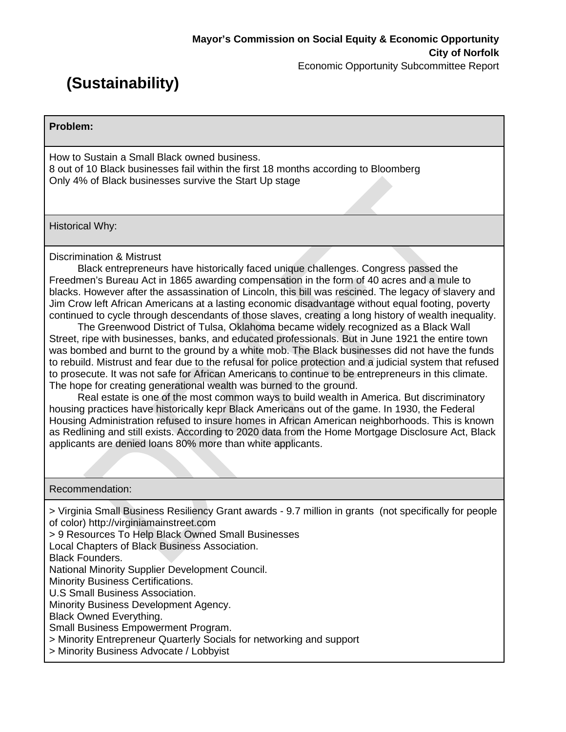# (Sustainability)

**Problem:**

How to Sustain a Small Black owned business.
8 out of 10 Black businesses fail within the first 18 months according to Bloomberg
Only 4% of Black businesses survive the Start Up stage

Historical Why:

Discrimination & Mistrust

Black entrepreneurs have historically faced unique challenges. Congress passed the Freedmen's Bureau Act in 1865 awarding compensation in the form of 40 acres and a mule to blacks. However after the assassination of Lincoln, this bill was rescined. The legacy of slavery and Jim Crow left African Americans at a lasting economic disadvantage without equal footing, poverty continued to cycle through descendants of those slaves, creating a long history of wealth inequality.

The Greenwood District of Tulsa, Oklahoma became widely recognized as a Black Wall Street, ripe with businesses, banks, and educated professionals. But in June 1921 the entire town was bombed and burnt to the ground by a white mob. The Black businesses did not have the funds to rebuild. Mistrust and fear due to the refusal for police protection and a judicial system that refused to prosecute. It was not safe for African Americans to continue to be entrepreneurs in this climate. The hope for creating generational wealth was burned to the ground.

Real estate is one of the most common ways to build wealth in America. But discriminatory housing practices have historically kepr Black Americans out of the game. In 1930, the Federal Housing Administration refused to insure homes in African American neighborhoods. This is known as Redlining and still exists. According to 2020 data from the Home Mortgage Disclosure Act, Black applicants are denied loans 80% more than white applicants.

Recommendation:

> Virginia Small Business Resiliency Grant awards - 9.7 million in grants (not specifically for people of color) http://virginiamainstreet.com
> 9 Resources To Help Black Owned Small Businesses
Local Chapters of Black Business Association.
Black Founders.
National Minority Supplier Development Council.
Minority Business Certifications.
U.S Small Business Association.
Minority Business Development Agency.
Black Owned Everything.
Small Business Empowerment Program.
> Minority Entrepreneur Quarterly Socials for networking and support
> Minority Business Advocate / Lobbyist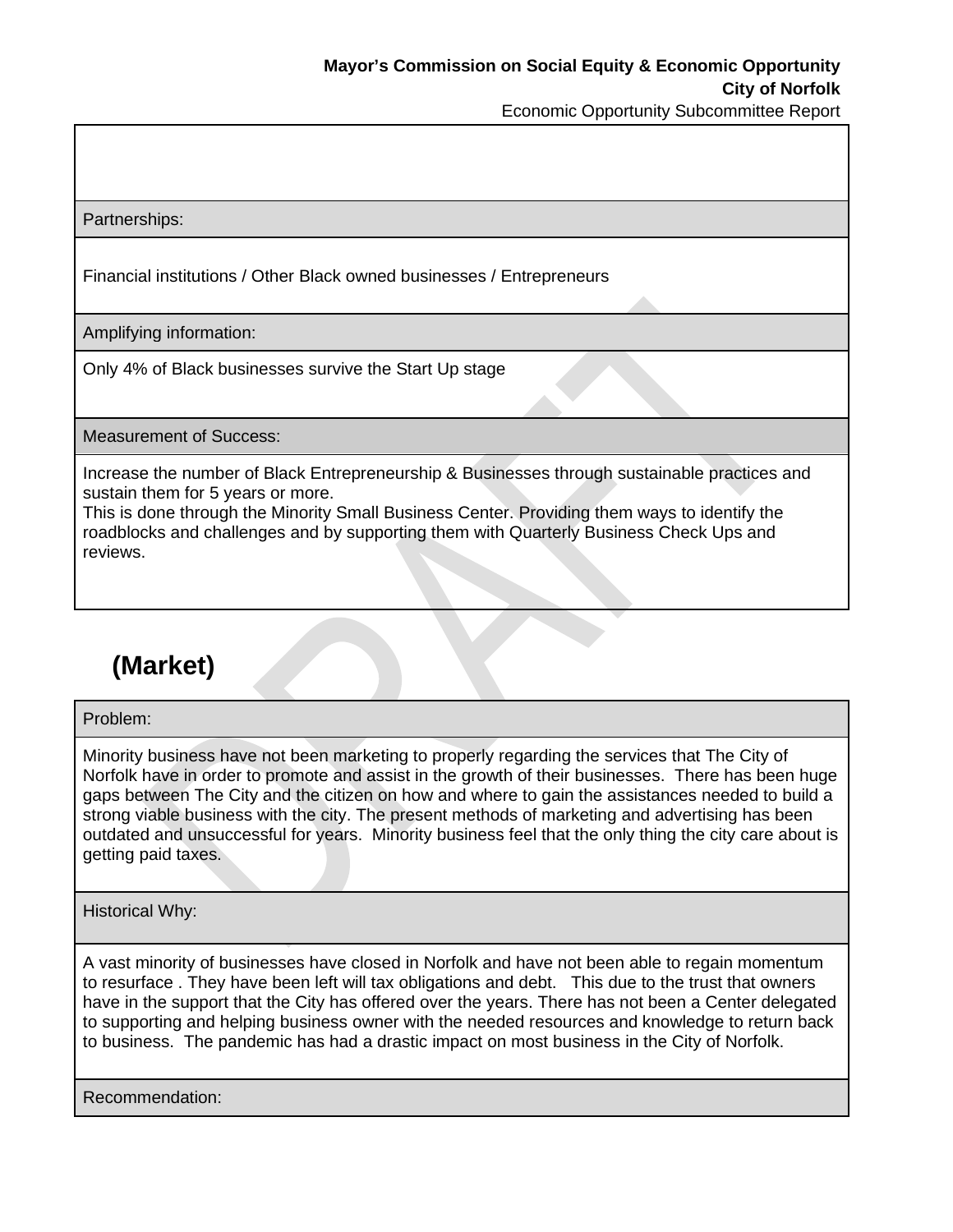Partnerships:

Financial institutions / Other Black owned businesses / Entrepreneurs

Amplifying information:

Only 4% of Black businesses survive the Start Up stage

Measurement of Success:

Increase the number of Black Entrepreneurship & Businesses through sustainable practices and sustain them for 5 years or more.
This is done through the Minority Small Business Center. Providing them ways to identify the roadblocks and challenges and by supporting them with Quarterly Business Check Ups and reviews.

## (Market)

Problem:

Minority business have not been marketing to properly regarding the services that The City of Norfolk have in order to promote and assist in the growth of their businesses. There has been huge gaps between The City and the citizen on how and where to gain the assistances needed to build a strong viable business with the city. The present methods of marketing and advertising has been outdated and unsuccessful for years. Minority business feel that the only thing the city care about is getting paid taxes.

Historical Why:

A vast minority of businesses have closed in Norfolk and have not been able to regain momentum to resurface . They have been left will tax obligations and debt. This due to the trust that owners have in the support that the City has offered over the years. There has not been a Center delegated to supporting and helping business owner with the needed resources and knowledge to return back to business. The pandemic has had a drastic impact on most business in the City of Norfolk.

Recommendation: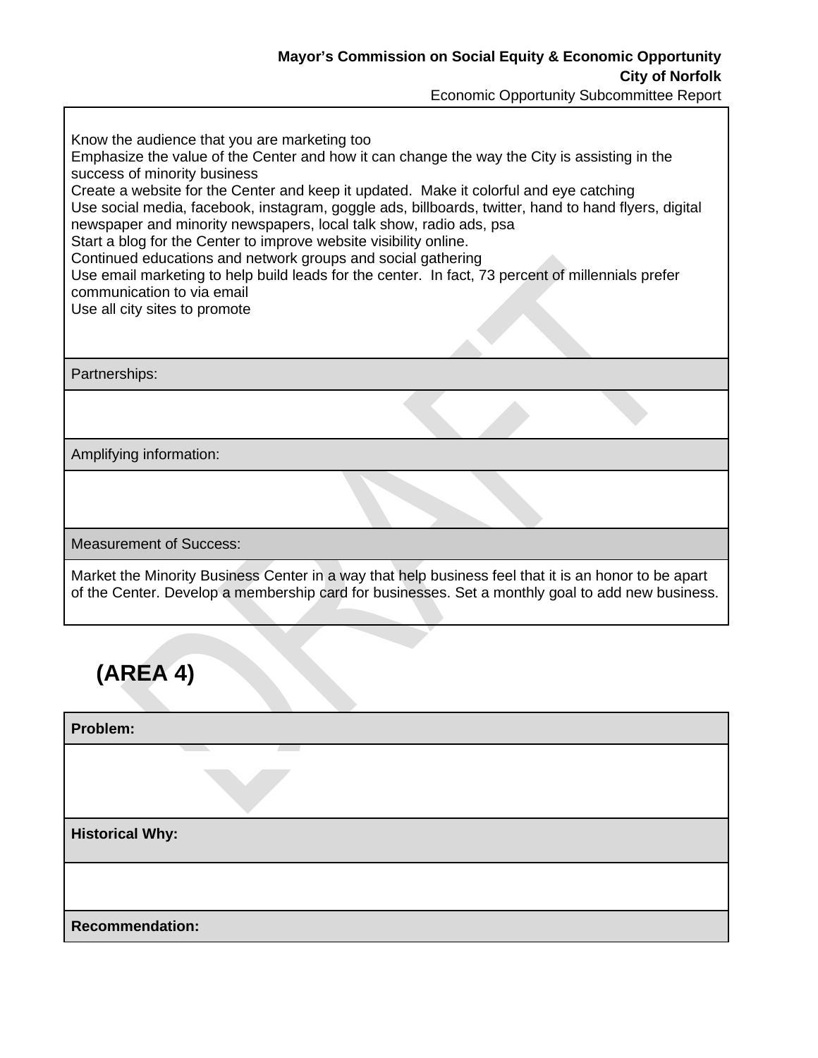Know the audience that you are marketing too
Emphasize the value of the Center and how it can change the way the City is assisting in the success of minority business
Create a website for the Center and keep it updated.  Make it colorful and eye catching
Use social media, facebook, instagram, goggle ads, billboards, twitter, hand to hand flyers, digital newspaper and minority newspapers, local talk show, radio ads, psa
Start a blog for the Center to improve website visibility online.
Continued educations and network groups and social gathering
Use email marketing to help build leads for the center.  In fact, 73 percent of millennials prefer communication to via email
Use all city sites to promote

Partnerships:

Amplifying information:

Measurement of Success:

Market the Minority Business Center in a way that help business feel that it is an honor to be apart of the Center. Develop a membership card for businesses. Set a monthly goal to add new business.

## (AREA 4)

**Problem:**

**Historical Why:**

**Recommendation:**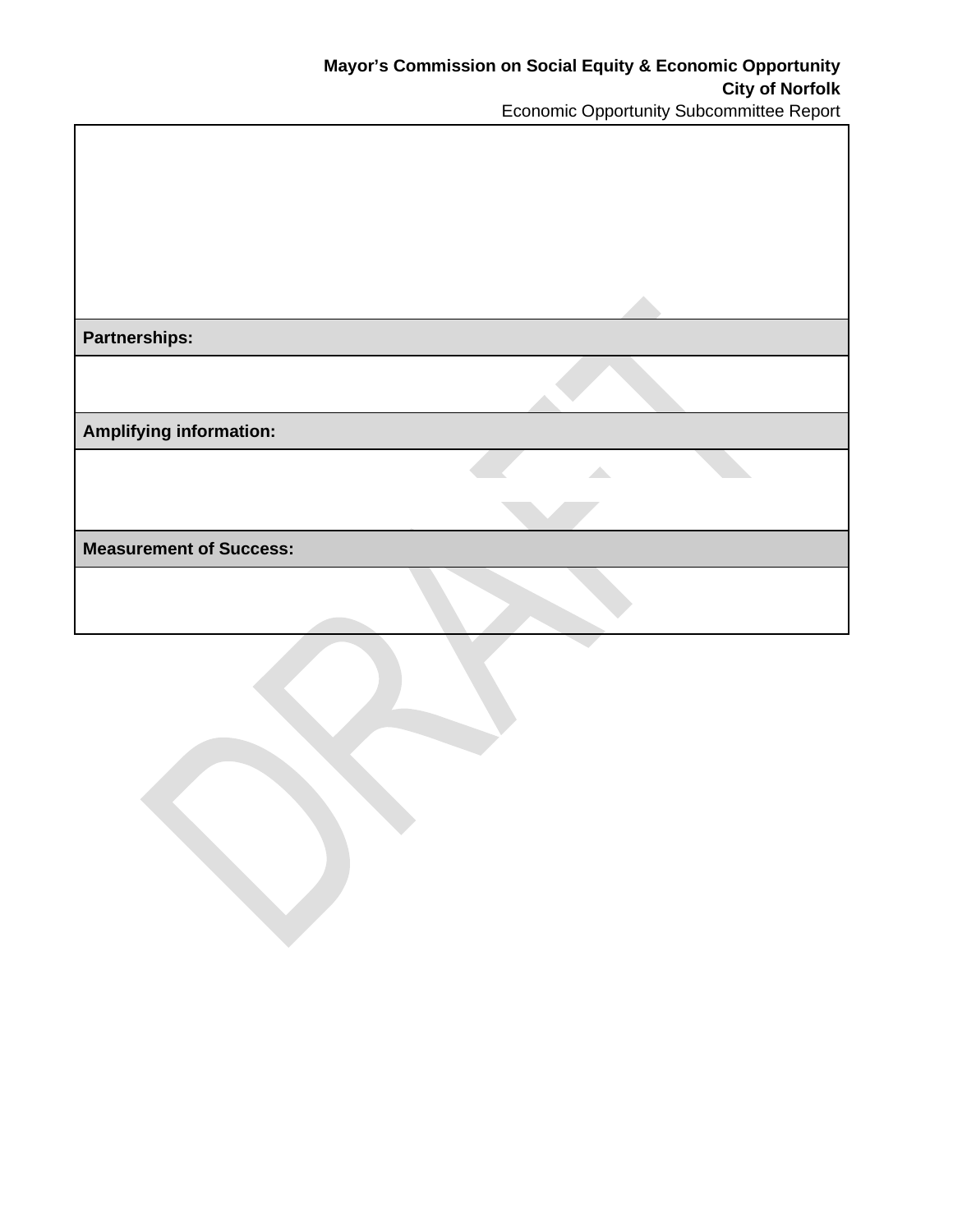| |
|---|
| |
| **Partnerships:** |
| |
| **Amplifying information:** |
| |
| **Measurement of Success:** |
| |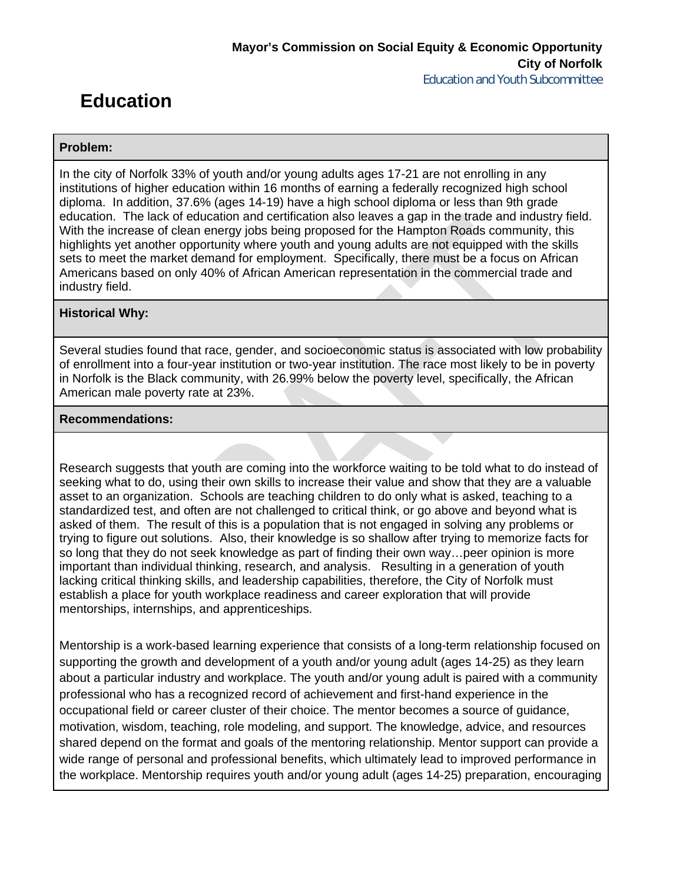Mayor's Commission on Social Equity & Economic Opportunity
City of Norfolk
Education and Youth Subcommittee

# Education

## Problem:

In the city of Norfolk 33% of youth and/or young adults ages 17-21 are not enrolling in any institutions of higher education within 16 months of earning a federally recognized high school diploma. In addition, 37.6% (ages 14-19) have a high school diploma or less than 9th grade education. The lack of education and certification also leaves a gap in the trade and industry field. With the increase of clean energy jobs being proposed for the Hampton Roads community, this highlights yet another opportunity where youth and young adults are not equipped with the skills sets to meet the market demand for employment. Specifically, there must be a focus on African Americans based on only 40% of African American representation in the commercial trade and industry field.

## Historical Why:

Several studies found that race, gender, and socioeconomic status is associated with low probability of enrollment into a four-year institution or two-year institution. The race most likely to be in poverty in Norfolk is the Black community, with 26.99% below the poverty level, specifically, the African American male poverty rate at 23%.

## Recommendations:

Research suggests that youth are coming into the workforce waiting to be told what to do instead of seeking what to do, using their own skills to increase their value and show that they are a valuable asset to an organization. Schools are teaching children to do only what is asked, teaching to a standardized test, and often are not challenged to critical think, or go above and beyond what is asked of them. The result of this is a population that is not engaged in solving any problems or trying to figure out solutions. Also, their knowledge is so shallow after trying to memorize facts for so long that they do not seek knowledge as part of finding their own way…peer opinion is more important than individual thinking, research, and analysis. Resulting in a generation of youth lacking critical thinking skills, and leadership capabilities, therefore, the City of Norfolk must establish a place for youth workplace readiness and career exploration that will provide mentorships, internships, and apprenticeships.

Mentorship is a work-based learning experience that consists of a long-term relationship focused on supporting the growth and development of a youth and/or young adult (ages 14-25) as they learn about a particular industry and workplace. The youth and/or young adult is paired with a community professional who has a recognized record of achievement and first-hand experience in the occupational field or career cluster of their choice. The mentor becomes a source of guidance, motivation, wisdom, teaching, role modeling, and support. The knowledge, advice, and resources shared depend on the format and goals of the mentoring relationship. Mentor support can provide a wide range of personal and professional benefits, which ultimately lead to improved performance in the workplace. Mentorship requires youth and/or young adult (ages 14-25) preparation, encouraging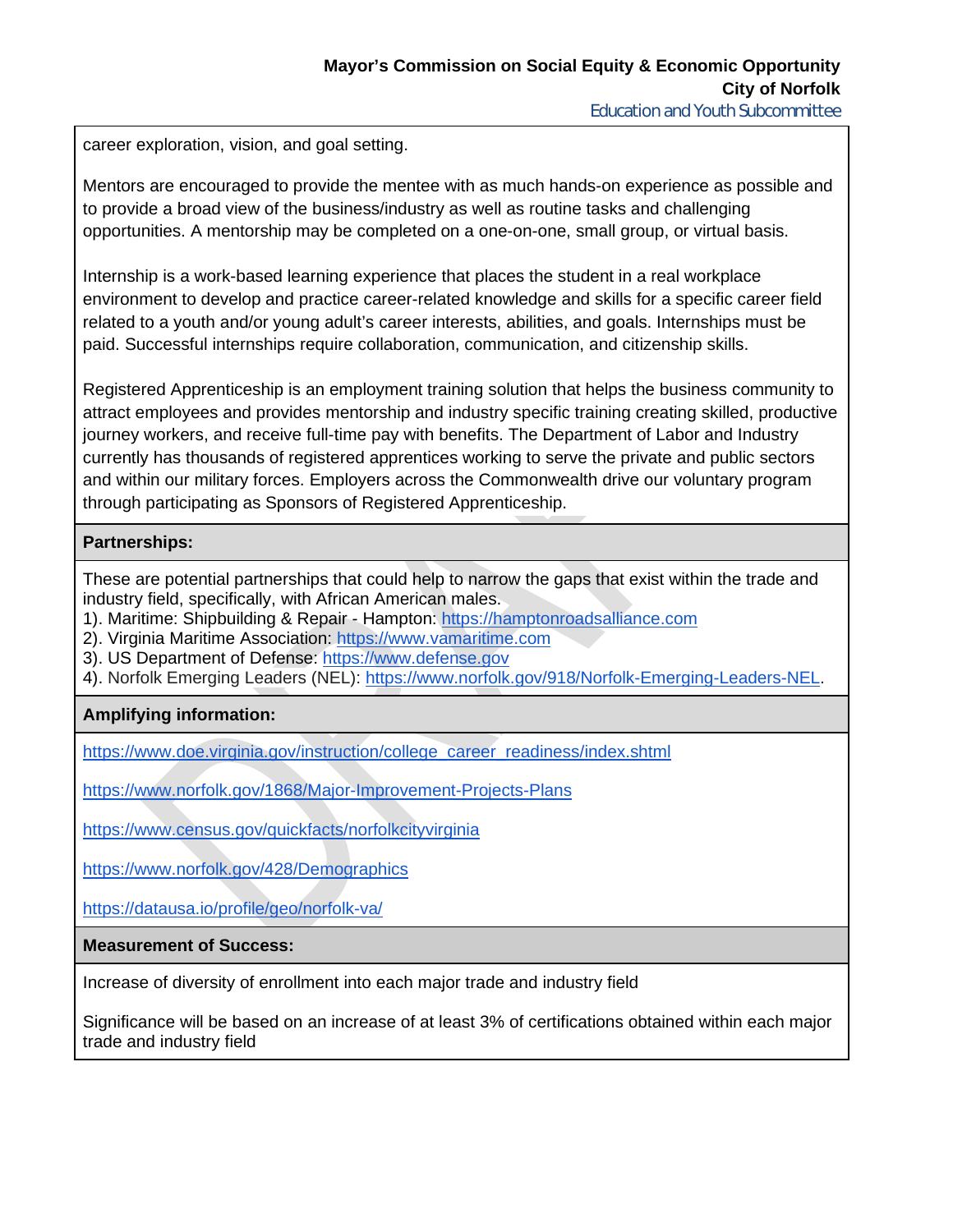career exploration, vision, and goal setting.

Mentors are encouraged to provide the mentee with as much hands-on experience as possible and to provide a broad view of the business/industry as well as routine tasks and challenging opportunities. A mentorship may be completed on a one-on-one, small group, or virtual basis.

Internship is a work-based learning experience that places the student in a real workplace environment to develop and practice career-related knowledge and skills for a specific career field related to a youth and/or young adult's career interests, abilities, and goals. Internships must be paid. Successful internships require collaboration, communication, and citizenship skills.

Registered Apprenticeship is an employment training solution that helps the business community to attract employees and provides mentorship and industry specific training creating skilled, productive journey workers, and receive full-time pay with benefits. The Department of Labor and Industry currently has thousands of registered apprentices working to serve the private and public sectors and within our military forces. Employers across the Commonwealth drive our voluntary program through participating as Sponsors of Registered Apprenticeship.

**Partnerships:**

These are potential partnerships that could help to narrow the gaps that exist within the trade and industry field, specifically, with African American males.

1). Maritime: Shipbuilding & Repair - Hampton: https://hamptonroadsalliance.com
2). Virginia Maritime Association: https://www.vamaritime.com
3). US Department of Defense: https://www.defense.gov
4). Norfolk Emerging Leaders (NEL): https://www.norfolk.gov/918/Norfolk-Emerging-Leaders-NEL.

**Amplifying information:**

https://www.doe.virginia.gov/instruction/college_career_readiness/index.shtml

https://www.norfolk.gov/1868/Major-Improvement-Projects-Plans

https://www.census.gov/quickfacts/norfolkcityvirginia

https://www.norfolk.gov/428/Demographics

https://datausa.io/profile/geo/norfolk-va/

**Measurement of Success:**

Increase of diversity of enrollment into each major trade and industry field

Significance will be based on an increase of at least 3% of certifications obtained within each major trade and industry field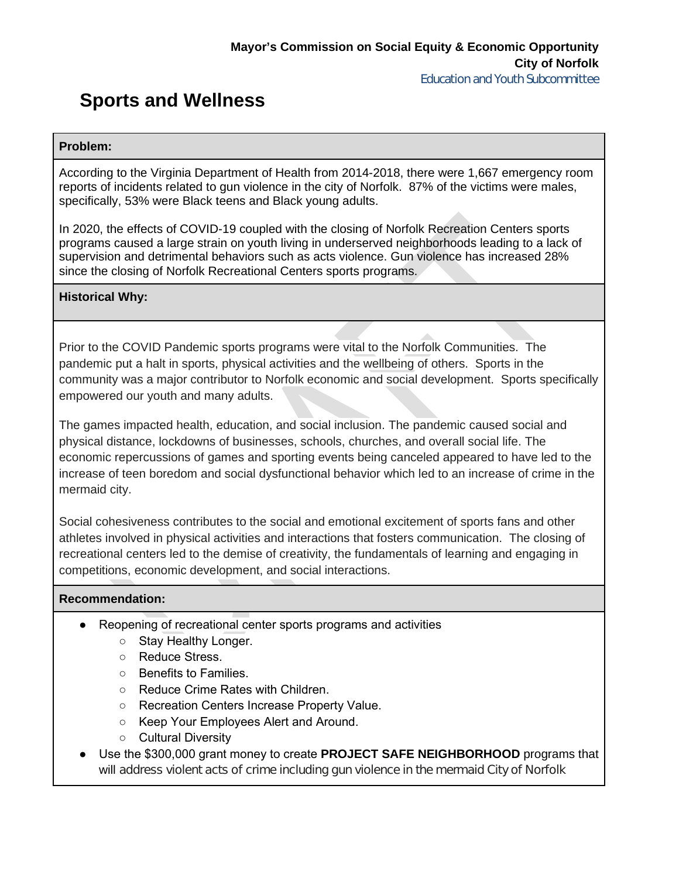**Mayor's Commission on Social Equity & Economic Opportunity**
**City of Norfolk**
Education and Youth Subcommittee

# Sports and Wellness

**Problem:**

According to the Virginia Department of Health from 2014-2018, there were 1,667 emergency room reports of incidents related to gun violence in the city of Norfolk. 87% of the victims were males, specifically, 53% were Black teens and Black young adults.

In 2020, the effects of COVID-19 coupled with the closing of Norfolk Recreation Centers sports programs caused a large strain on youth living in underserved neighborhoods leading to a lack of supervision and detrimental behaviors such as acts violence. Gun violence has increased 28% since the closing of Norfolk Recreational Centers sports programs.

**Historical Why:**

Prior to the COVID Pandemic sports programs were vital to the Norfolk Communities. The pandemic put a halt in sports, physical activities and the wellbeing of others. Sports in the community was a major contributor to Norfolk economic and social development. Sports specifically empowered our youth and many adults.

The games impacted health, education, and social inclusion. The pandemic caused social and physical distance, lockdowns of businesses, schools, churches, and overall social life. The economic repercussions of games and sporting events being canceled appeared to have led to the increase of teen boredom and social dysfunctional behavior which led to an increase of crime in the mermaid city.

Social cohesiveness contributes to the social and emotional excitement of sports fans and other athletes involved in physical activities and interactions that fosters communication. The closing of recreational centers led to the demise of creativity, the fundamentals of learning and engaging in competitions, economic development, and social interactions.

**Recommendation:**

- Reopening of recreational center sports programs and activities
  - Stay Healthy Longer.
  - Reduce Stress.
  - Benefits to Families.
  - Reduce Crime Rates with Children.
  - Recreation Centers Increase Property Value.
  - Keep Your Employees Alert and Around.
  - Cultural Diversity
- Use the $300,000 grant money to create **PROJECT SAFE NEIGHBORHOOD** programs that will address violent acts of crime including gun violence in the mermaid City of Norfolk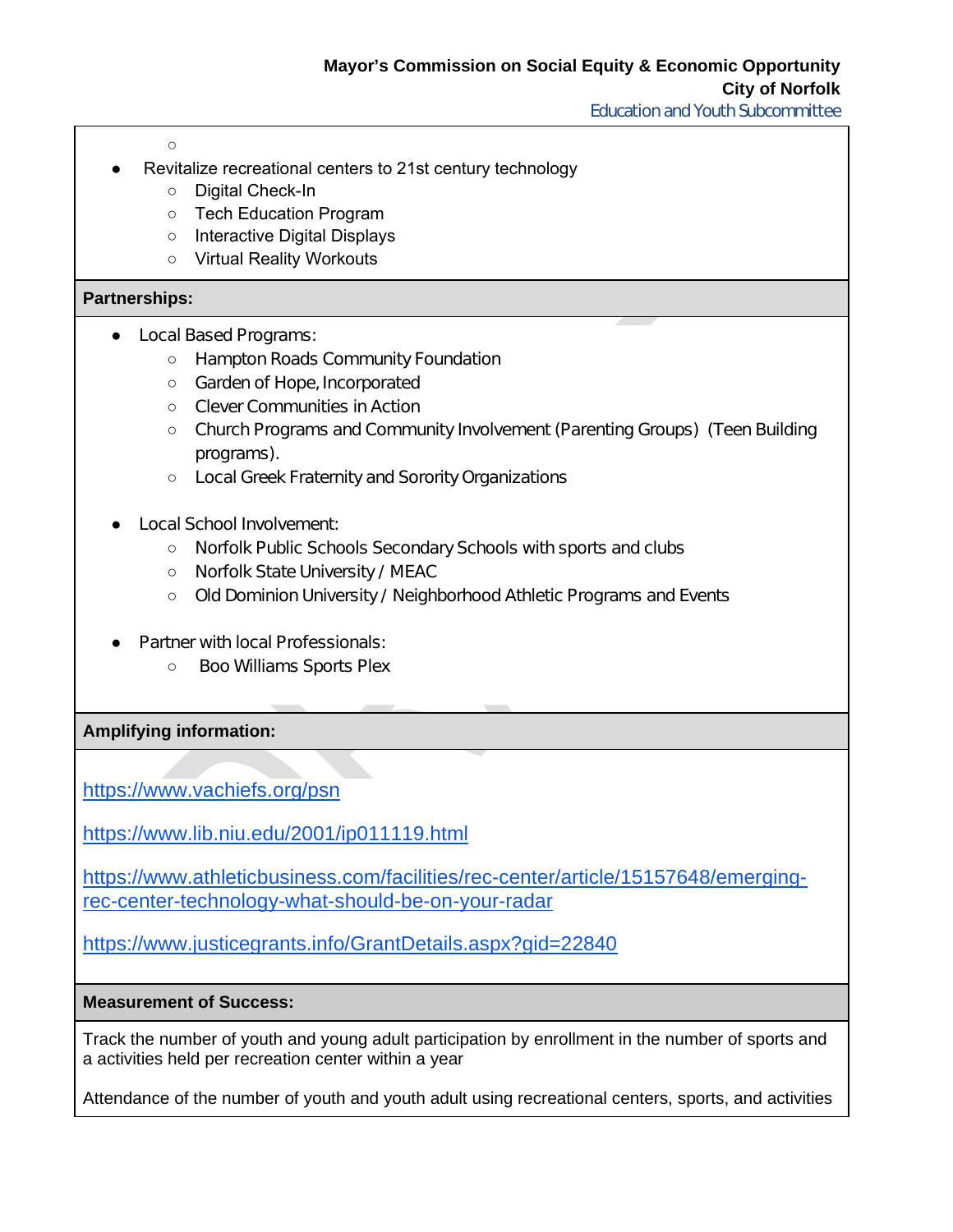- Revitalize recreational centers to 21st century technology
    - Digital Check-In
    - Tech Education Program
    - Interactive Digital Displays
    - Virtual Reality Workouts

**Partnerships:**

- Local Based Programs:
    - Hampton Roads Community Foundation
    - Garden of Hope, Incorporated
    - Clever Communities in Action
    - Church Programs and Community Involvement (Parenting Groups) (Teen Building programs).
    - Local Greek Fraternity and Sorority Organizations

- Local School Involvement:
    - Norfolk Public Schools Secondary Schools with sports and clubs
    - Norfolk State University / MEAC
    - Old Dominion University / Neighborhood Athletic Programs and Events

- Partner with local Professionals:
    - Boo Williams Sports Plex

**Amplifying information:**

https://www.vachiefs.org/psn

https://www.lib.niu.edu/2001/ip011119.html

https://www.athleticbusiness.com/facilities/rec-center/article/15157648/emerging-rec-center-technology-what-should-be-on-your-radar

https://www.justicegrants.info/GrantDetails.aspx?gid=22840

**Measurement of Success:**

Track the number of youth and young adult participation by enrollment in the number of sports and a activities held per recreation center within a year

Attendance of the number of youth and youth adult using recreational centers, sports, and activities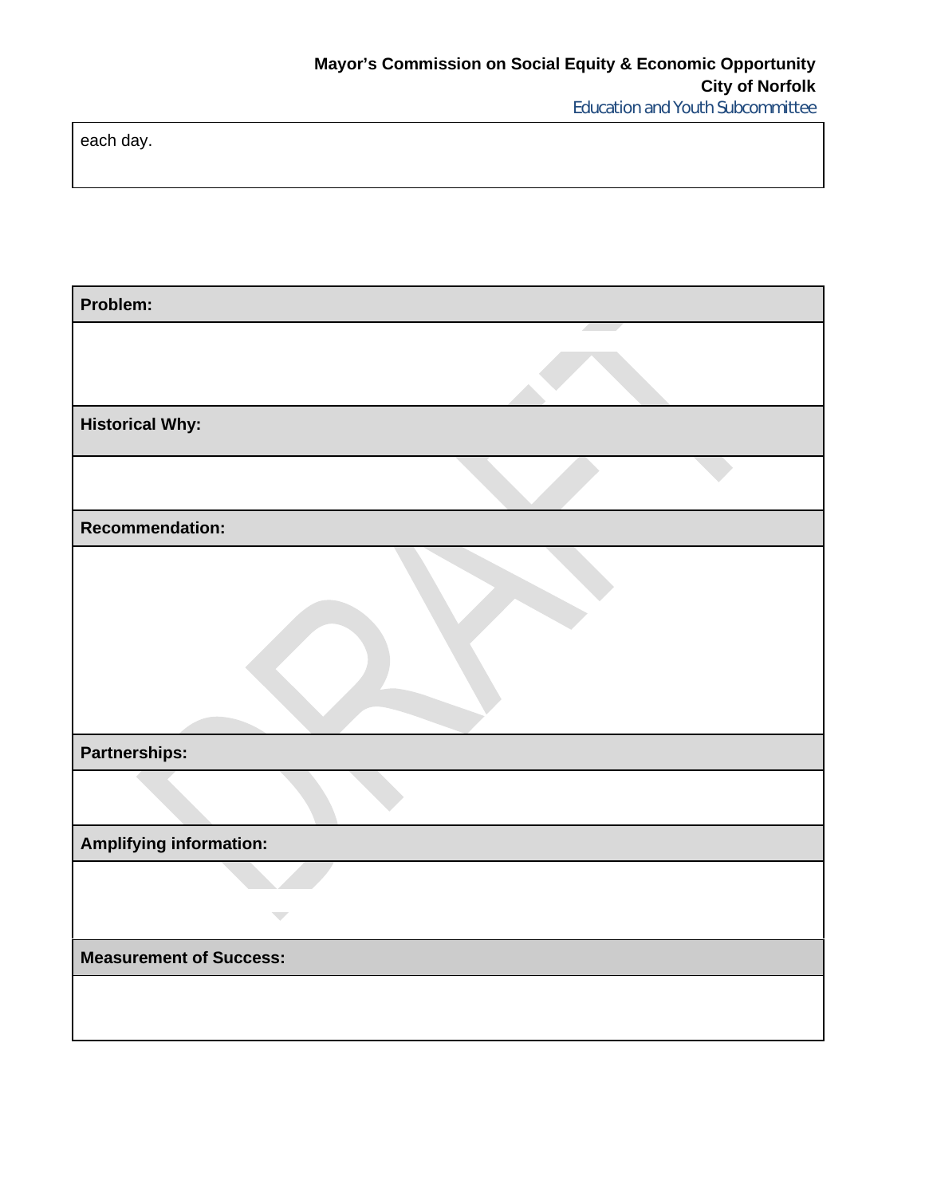| each day. |
|---|

| Problem: |
|---|
| |
| **Historical Why:** |
| |
| **Recommendation:** |
| |
| **Partnerships:** |
| |
| **Amplifying information:** |
| |
| **Measurement of Success:** |
| |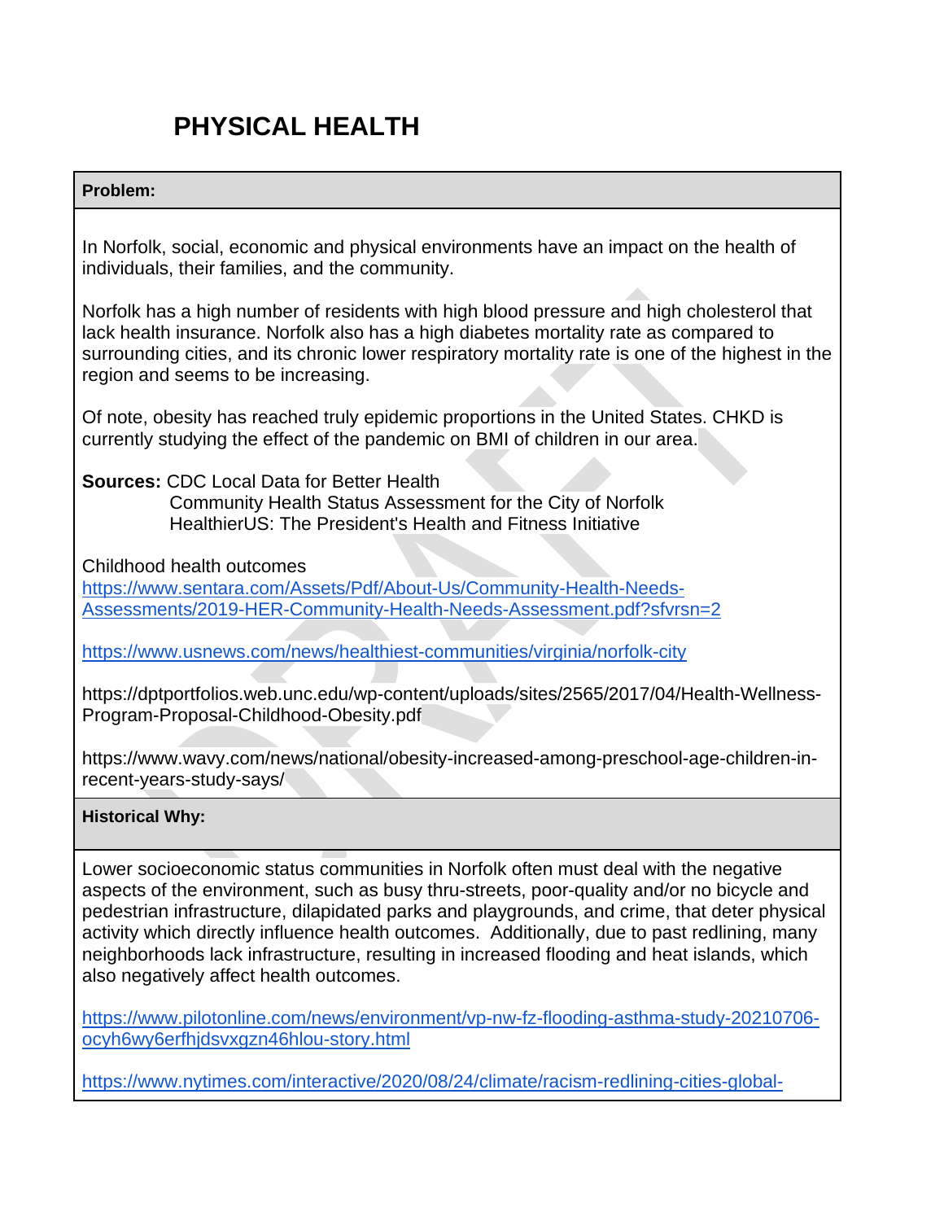# PHYSICAL HEALTH

**Problem:**

In Norfolk, social, economic and physical environments have an impact on the health of individuals, their families, and the community.

Norfolk has a high number of residents with high blood pressure and high cholesterol that lack health insurance. Norfolk also has a high diabetes mortality rate as compared to surrounding cities, and its chronic lower respiratory mortality rate is one of the highest in the region and seems to be increasing.

Of note, obesity has reached truly epidemic proportions in the United States. CHKD is currently studying the effect of the pandemic on BMI of children in our area.

**Sources:** CDC Local Data for Better Health
Community Health Status Assessment for the City of Norfolk
HealthierUS: The President's Health and Fitness Initiative

Childhood health outcomes
https://www.sentara.com/Assets/Pdf/About-Us/Community-Health-Needs-Assessments/2019-HER-Community-Health-Needs-Assessment.pdf?sfvrsn=2

https://www.usnews.com/news/healthiest-communities/virginia/norfolk-city

https://dptportfolios.web.unc.edu/wp-content/uploads/sites/2565/2017/04/Health-Wellness-Program-Proposal-Childhood-Obesity.pdf

https://www.wavy.com/news/national/obesity-increased-among-preschool-age-children-in-recent-years-study-says/

**Historical Why:**

Lower socioeconomic status communities in Norfolk often must deal with the negative aspects of the environment, such as busy thru-streets, poor-quality and/or no bicycle and pedestrian infrastructure, dilapidated parks and playgrounds, and crime, that deter physical activity which directly influence health outcomes. Additionally, due to past redlining, many neighborhoods lack infrastructure, resulting in increased flooding and heat islands, which also negatively affect health outcomes.

https://www.pilotonline.com/news/environment/vp-nw-fz-flooding-asthma-study-20210706-ocyh6wy6erfhjdsvxgzn46hlou-story.html

https://www.nytimes.com/interactive/2020/08/24/climate/racism-redlining-cities-global-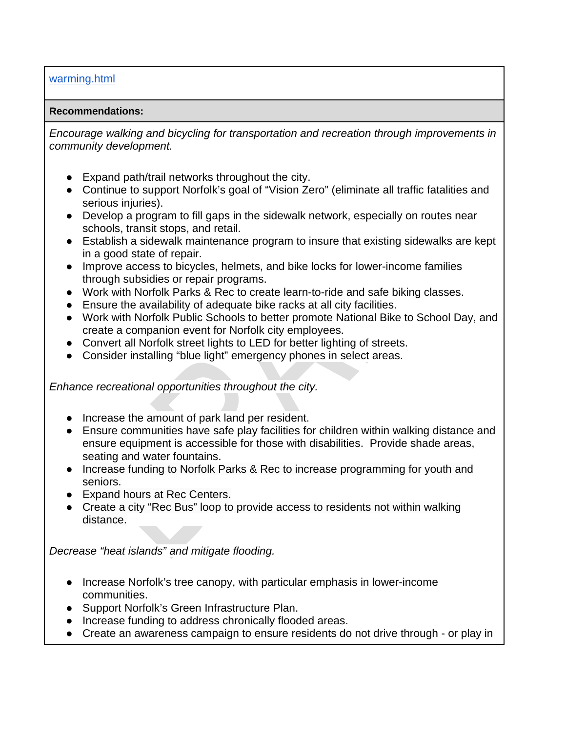warming.html

**Recommendations:**

*Encourage walking and bicycling for transportation and recreation through improvements in community development.*

- Expand path/trail networks throughout the city.
- Continue to support Norfolk's goal of "Vision Zero" (eliminate all traffic fatalities and serious injuries).
- Develop a program to fill gaps in the sidewalk network, especially on routes near schools, transit stops, and retail.
- Establish a sidewalk maintenance program to insure that existing sidewalks are kept in a good state of repair.
- Improve access to bicycles, helmets, and bike locks for lower-income families through subsidies or repair programs.
- Work with Norfolk Parks & Rec to create learn-to-ride and safe biking classes.
- Ensure the availability of adequate bike racks at all city facilities.
- Work with Norfolk Public Schools to better promote National Bike to School Day, and create a companion event for Norfolk city employees.
- Convert all Norfolk street lights to LED for better lighting of streets.
- Consider installing "blue light" emergency phones in select areas.

*Enhance recreational opportunities throughout the city.*

- Increase the amount of park land per resident.
- Ensure communities have safe play facilities for children within walking distance and ensure equipment is accessible for those with disabilities. Provide shade areas, seating and water fountains.
- Increase funding to Norfolk Parks & Rec to increase programming for youth and seniors.
- Expand hours at Rec Centers.
- Create a city "Rec Bus" loop to provide access to residents not within walking distance.

*Decrease "heat islands" and mitigate flooding.*

- Increase Norfolk's tree canopy, with particular emphasis in lower-income communities.
- Support Norfolk's Green Infrastructure Plan.
- Increase funding to address chronically flooded areas.
- Create an awareness campaign to ensure residents do not drive through - or play in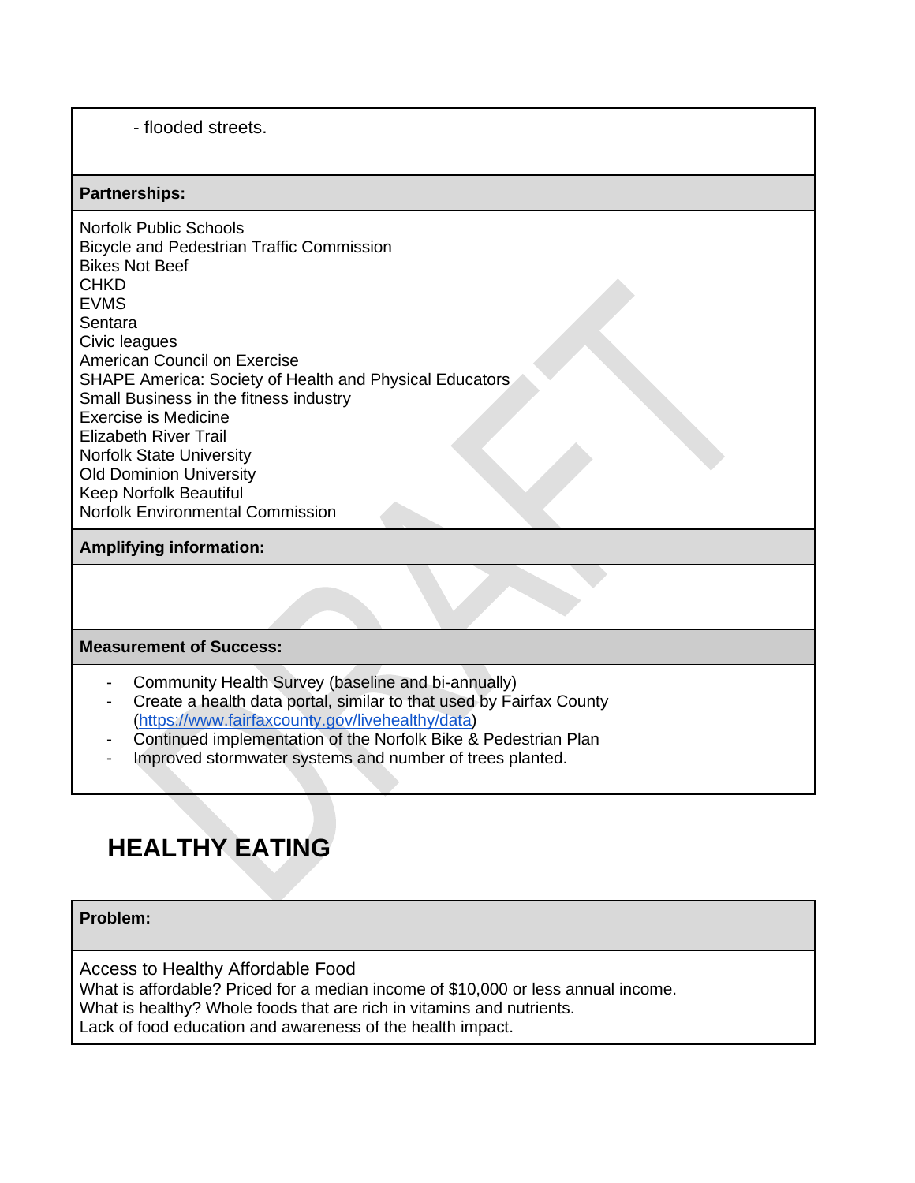- flooded streets.

**Partnerships:**

Norfolk Public Schools
Bicycle and Pedestrian Traffic Commission
Bikes Not Beef
CHKD
EVMS
Sentara
Civic leagues
American Council on Exercise
SHAPE America: Society of Health and Physical Educators
Small Business in the fitness industry
Exercise is Medicine
Elizabeth River Trail
Norfolk State University
Old Dominion University
Keep Norfolk Beautiful
Norfolk Environmental Commission

**Amplifying information:**

**Measurement of Success:**

- Community Health Survey (baseline and bi-annually)
- Create a health data portal, similar to that used by Fairfax County (https://www.fairfaxcounty.gov/livehealthy/data)
- Continued implementation of the Norfolk Bike & Pedestrian Plan
- Improved stormwater systems and number of trees planted.

## HEALTHY EATING

**Problem:**

Access to Healthy Affordable Food
What is affordable? Priced for a median income of $10,000 or less annual income.
What is healthy? Whole foods that are rich in vitamins and nutrients.
Lack of food education and awareness of the health impact.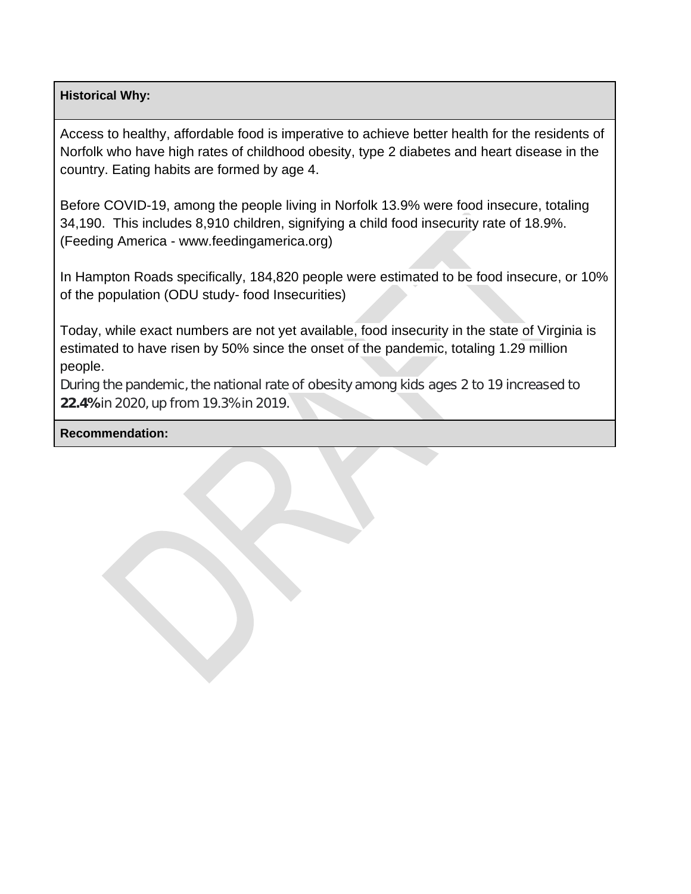**Historical Why:**

Access to healthy, affordable food is imperative to achieve better health for the residents of Norfolk who have high rates of childhood obesity, type 2 diabetes and heart disease in the country. Eating habits are formed by age 4.

Before COVID-19, among the people living in Norfolk 13.9% were food insecure, totaling 34,190. This includes 8,910 children, signifying a child food insecurity rate of 18.9%. (Feeding America - www.feedingamerica.org)

In Hampton Roads specifically, 184,820 people were estimated to be food insecure, or 10% of the population (ODU study- food Insecurities)

Today, while exact numbers are not yet available, food insecurity in the state of Virginia is estimated to have risen by 50% since the onset of the pandemic, totaling 1.29 million people.

During the pandemic, the national rate of obesity among kids ages 2 to 19 increased to **22.4%** in 2020, up from 19.3% in 2019.

**Recommendation:**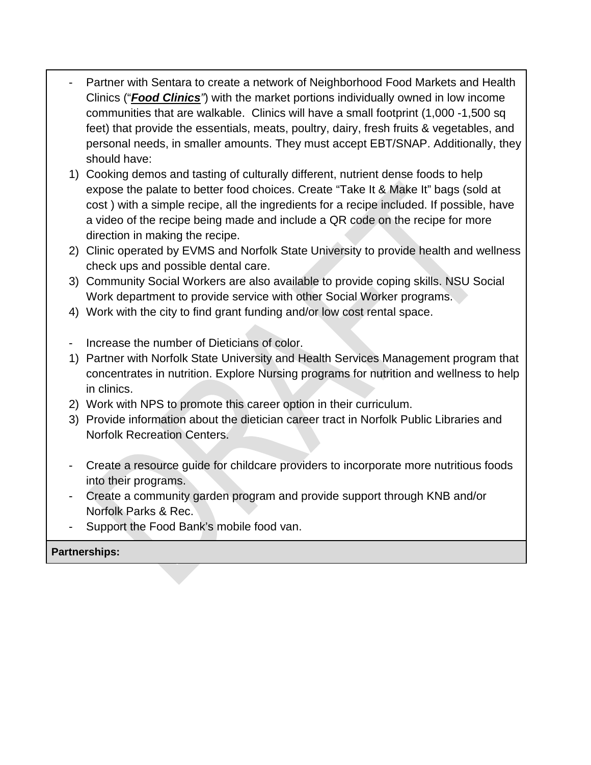- Partner with Sentara to create a network of Neighborhood Food Markets and Health Clinics ("***Food Clinics***") with the market portions individually owned in low income communities that are walkable. Clinics will have a small footprint (1,000 -1,500 sq feet) that provide the essentials, meats, poultry, dairy, fresh fruits & vegetables, and personal needs, in smaller amounts. They must accept EBT/SNAP. Additionally, they should have:

1) Cooking demos and tasting of culturally different, nutrient dense foods to help expose the palate to better food choices. Create "Take It & Make It" bags (sold at cost ) with a simple recipe, all the ingredients for a recipe included. If possible, have a video of the recipe being made and include a QR code on the recipe for more direction in making the recipe.
2) Clinic operated by EVMS and Norfolk State University to provide health and wellness check ups and possible dental care.
3) Community Social Workers are also available to provide coping skills. NSU Social Work department to provide service with other Social Worker programs.
4) Work with the city to find grant funding and/or low cost rental space.

- Increase the number of Dieticians of color.

1) Partner with Norfolk State University and Health Services Management program that concentrates in nutrition. Explore Nursing programs for nutrition and wellness to help in clinics.
2) Work with NPS to promote this career option in their curriculum.
3) Provide information about the dietician career tract in Norfolk Public Libraries and Norfolk Recreation Centers.

- Create a resource guide for childcare providers to incorporate more nutritious foods into their programs.
- Create a community garden program and provide support through KNB and/or Norfolk Parks & Rec.
- Support the Food Bank's mobile food van.

**Partnerships:**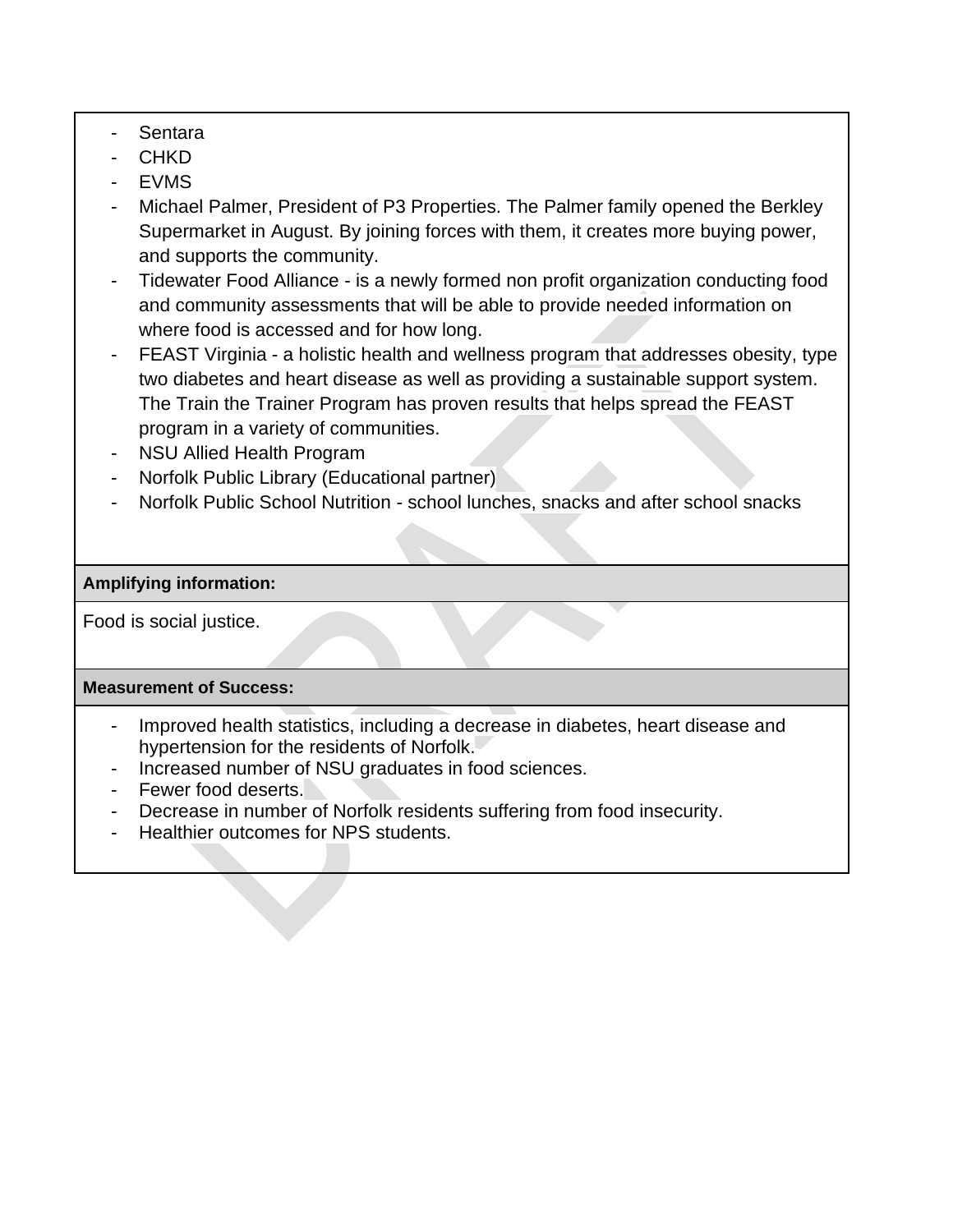- Sentara
- CHKD
- EVMS
- Michael Palmer, President of P3 Properties. The Palmer family opened the Berkley Supermarket in August. By joining forces with them, it creates more buying power, and supports the community.
- Tidewater Food Alliance - is a newly formed non profit organization conducting food and community assessments that will be able to provide needed information on where food is accessed and for how long.
- FEAST Virginia - a holistic health and wellness program that addresses obesity, type two diabetes and heart disease as well as providing a sustainable support system. The Train the Trainer Program has proven results that helps spread the FEAST program in a variety of communities.
- NSU Allied Health Program
- Norfolk Public Library (Educational partner)
- Norfolk Public School Nutrition - school lunches, snacks and after school snacks

**Amplifying information:**

Food is social justice.

**Measurement of Success:**

- Improved health statistics, including a decrease in diabetes, heart disease and hypertension for the residents of Norfolk.
- Increased number of NSU graduates in food sciences.
- Fewer food deserts.
- Decrease in number of Norfolk residents suffering from food insecurity.
- Healthier outcomes for NPS students.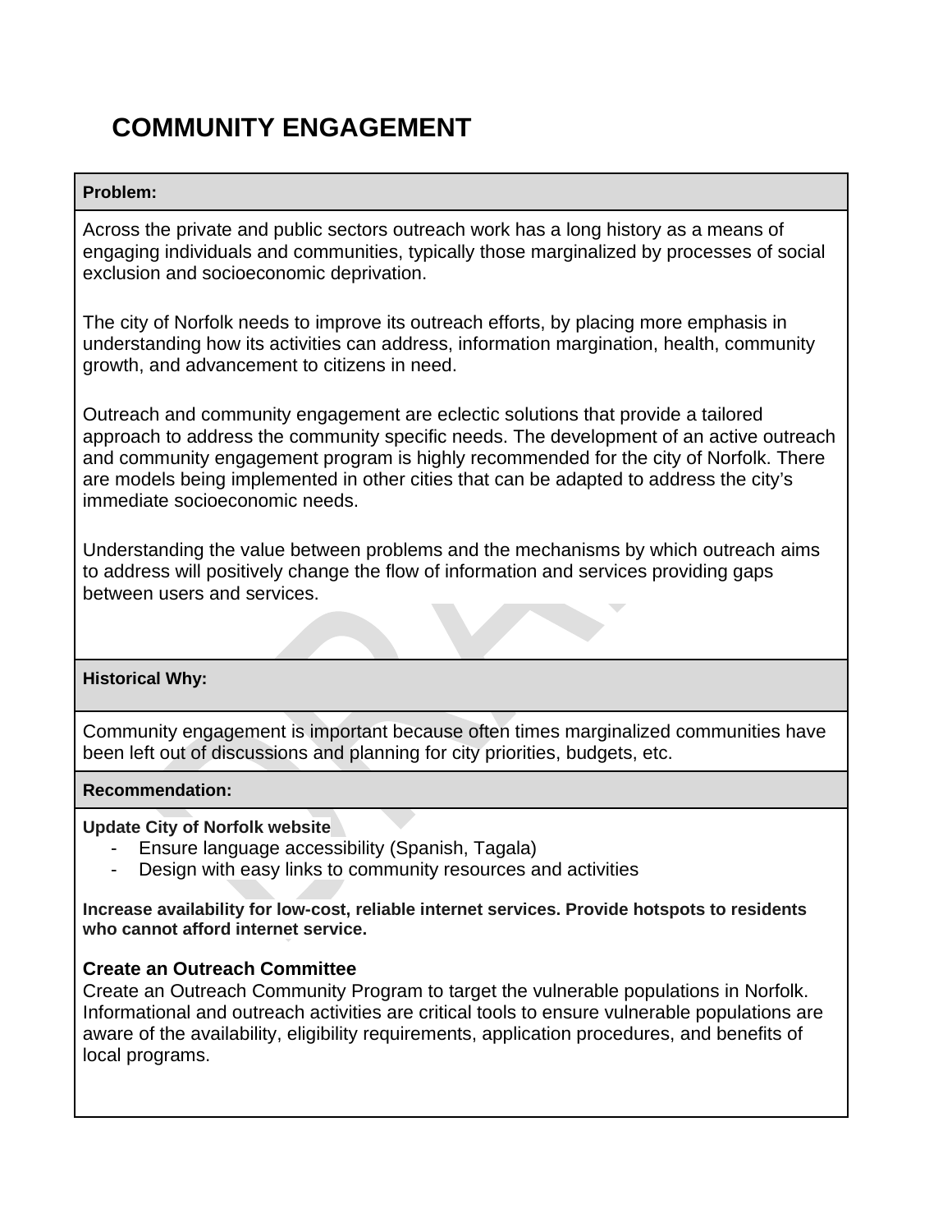# COMMUNITY ENGAGEMENT

**Problem:**

Across the private and public sectors outreach work has a long history as a means of engaging individuals and communities, typically those marginalized by processes of social exclusion and socioeconomic deprivation.

The city of Norfolk needs to improve its outreach efforts, by placing more emphasis in understanding how its activities can address, information margination, health, community growth, and advancement to citizens in need.

Outreach and community engagement are eclectic solutions that provide a tailored approach to address the community specific needs. The development of an active outreach and community engagement program is highly recommended for the city of Norfolk. There are models being implemented in other cities that can be adapted to address the city's immediate socioeconomic needs.

Understanding the value between problems and the mechanisms by which outreach aims to address will positively change the flow of information and services providing gaps between users and services.

**Historical Why:**

Community engagement is important because often times marginalized communities have been left out of discussions and planning for city priorities, budgets, etc.

**Recommendation:**

**Update City of Norfolk website**

- Ensure language accessibility (Spanish, Tagala)
- Design with easy links to community resources and activities

**Increase availability for low-cost, reliable internet services. Provide hotspots to residents who cannot afford internet service.**

**Create an Outreach Committee**

Create an Outreach Community Program to target the vulnerable populations in Norfolk. Informational and outreach activities are critical tools to ensure vulnerable populations are aware of the availability, eligibility requirements, application procedures, and benefits of local programs.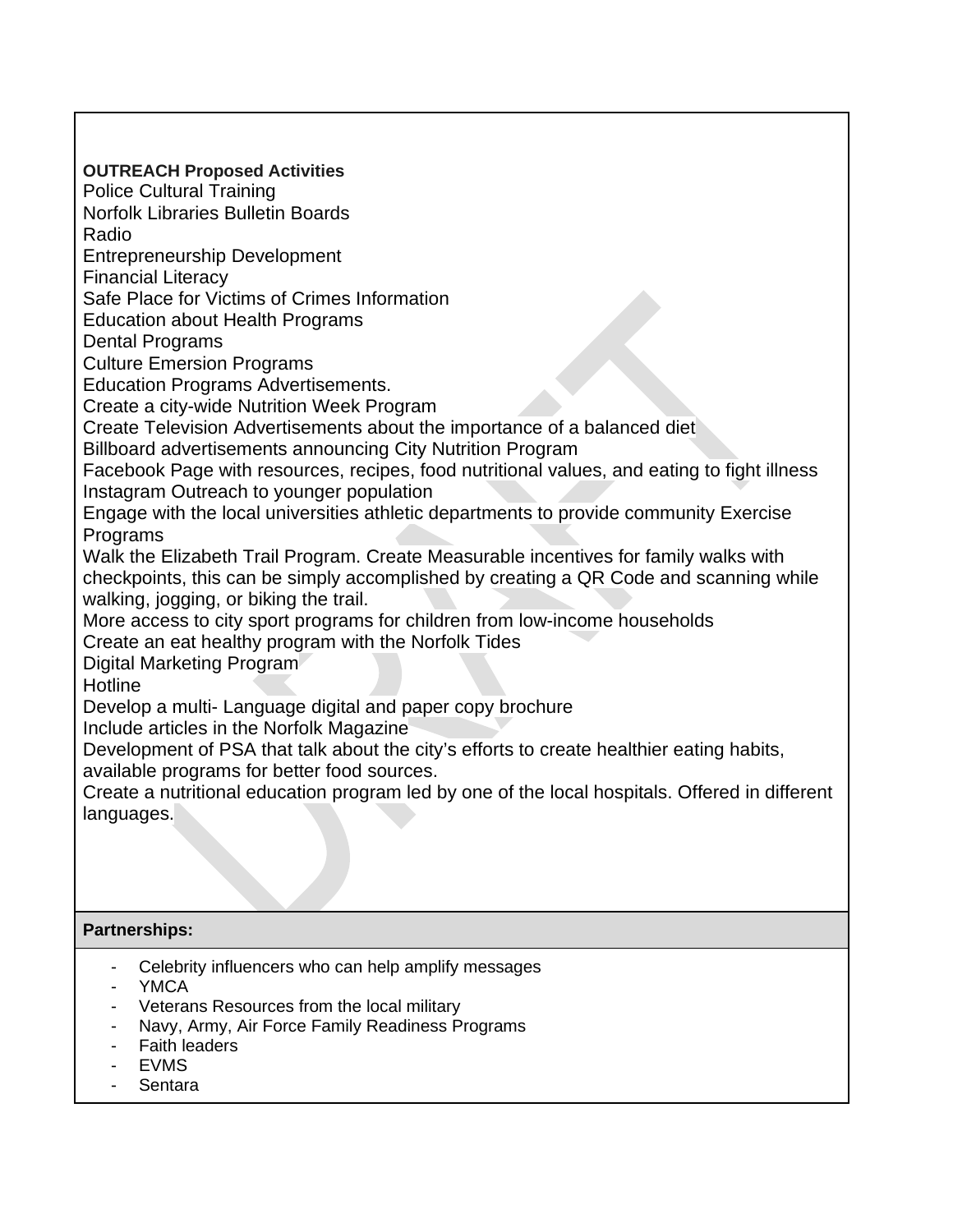**OUTREACH Proposed Activities**

Police Cultural Training
Norfolk Libraries Bulletin Boards
Radio
Entrepreneurship Development
Financial Literacy
Safe Place for Victims of Crimes Information
Education about Health Programs
Dental Programs
Culture Emersion Programs
Education Programs Advertisements.
Create a city-wide Nutrition Week Program
Create Television Advertisements about the importance of a balanced diet
Billboard advertisements announcing City Nutrition Program
Facebook Page with resources, recipes, food nutritional values, and eating to fight illness
Instagram Outreach to younger population
Engage with the local universities athletic departments to provide community Exercise Programs
Walk the Elizabeth Trail Program. Create Measurable incentives for family walks with checkpoints, this can be simply accomplished by creating a QR Code and scanning while walking, jogging, or biking the trail.
More access to city sport programs for children from low-income households
Create an eat healthy program with the Norfolk Tides
Digital Marketing Program
Hotline
Develop a multi- Language digital and paper copy brochure
Include articles in the Norfolk Magazine
Development of PSA that talk about the city's efforts to create healthier eating habits, available programs for better food sources.
Create a nutritional education program led by one of the local hospitals. Offered in different languages.

**Partnerships:**

- Celebrity influencers who can help amplify messages
- YMCA
- Veterans Resources from the local military
- Navy, Army, Air Force Family Readiness Programs
- Faith leaders
- EVMS
- Sentara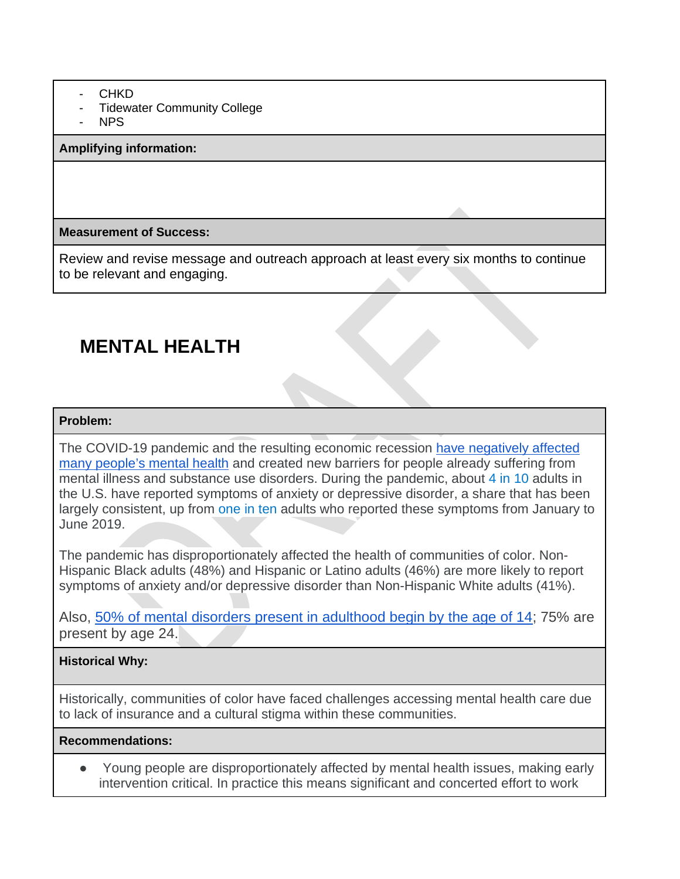- CHKD
- Tidewater Community College
- NPS

**Amplifying information:**

**Measurement of Success:**

Review and revise message and outreach approach at least every six months to continue to be relevant and engaging.

## MENTAL HEALTH

**Problem:**

The COVID-19 pandemic and the resulting economic recession have negatively affected many people's mental health and created new barriers for people already suffering from mental illness and substance use disorders. During the pandemic, about 4 in 10 adults in the U.S. have reported symptoms of anxiety or depressive disorder, a share that has been largely consistent, up from one in ten adults who reported these symptoms from January to June 2019.

The pandemic has disproportionately affected the health of communities of color. Non-Hispanic Black adults (48%) and Hispanic or Latino adults (46%) are more likely to report symptoms of anxiety and/or depressive disorder than Non-Hispanic White adults (41%).

Also, 50% of mental disorders present in adulthood begin by the age of 14; 75% are present by age 24.

**Historical Why:**

Historically, communities of color have faced challenges accessing mental health care due to lack of insurance and a cultural stigma within these communities.

**Recommendations:**

- Young people are disproportionately affected by mental health issues, making early intervention critical. In practice this means significant and concerted effort to work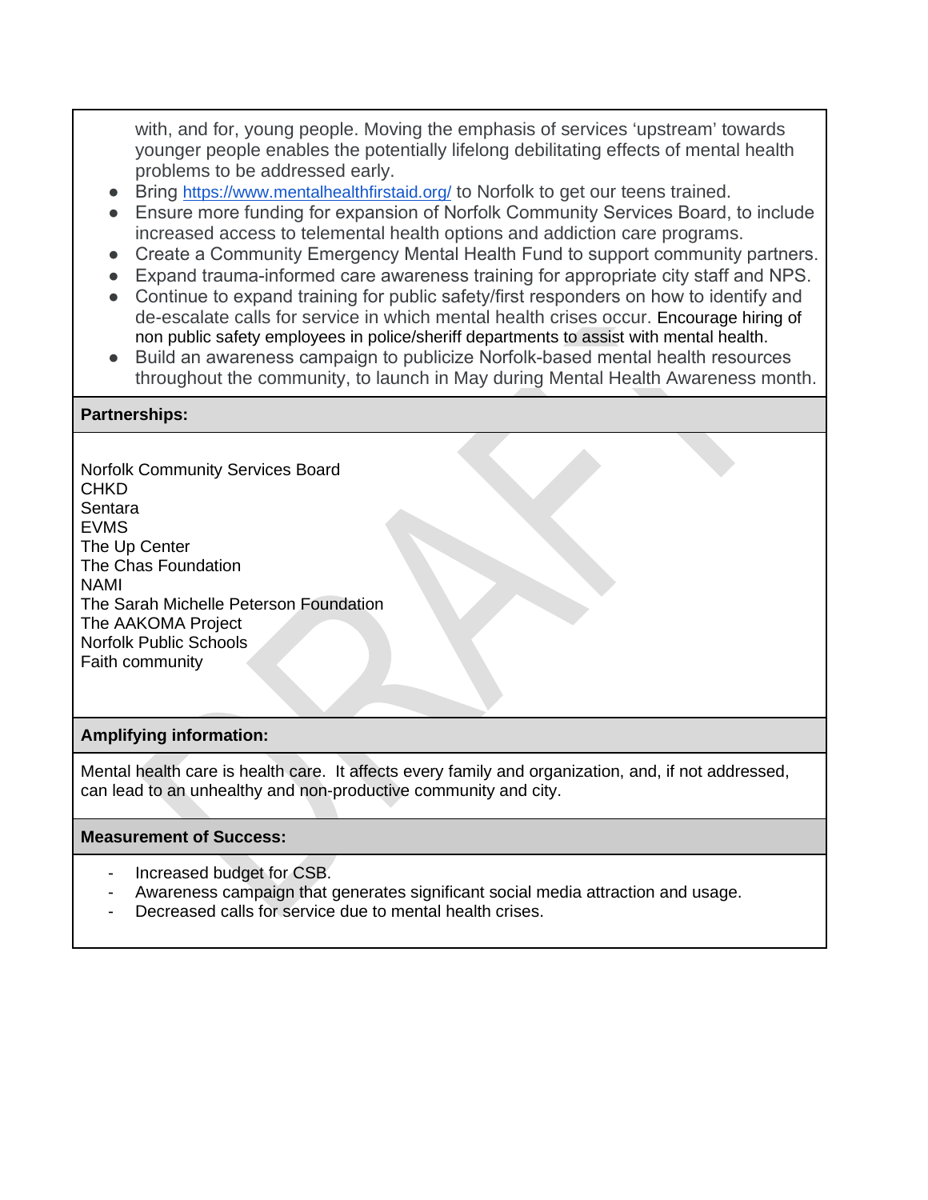with, and for, young people. Moving the emphasis of services 'upstream' towards younger people enables the potentially lifelong debilitating effects of mental health problems to be addressed early.

- Bring https://www.mentalhealthfirstaid.org/ to Norfolk to get our teens trained.
- Ensure more funding for expansion of Norfolk Community Services Board, to include increased access to telemental health options and addiction care programs.
- Create a Community Emergency Mental Health Fund to support community partners.
- Expand trauma-informed care awareness training for appropriate city staff and NPS.
- Continue to expand training for public safety/first responders on how to identify and de-escalate calls for service in which mental health crises occur. Encourage hiring of non public safety employees in police/sheriff departments to assist with mental health.
- Build an awareness campaign to publicize Norfolk-based mental health resources throughout the community, to launch in May during Mental Health Awareness month.

**Partnerships:**

Norfolk Community Services Board
CHKD
Sentara
EVMS
The Up Center
The Chas Foundation
NAMI
The Sarah Michelle Peterson Foundation
The AAKOMA Project
Norfolk Public Schools
Faith community

**Amplifying information:**

Mental health care is health care. It affects every family and organization, and, if not addressed, can lead to an unhealthy and non-productive community and city.

**Measurement of Success:**

- Increased budget for CSB.
- Awareness campaign that generates significant social media attraction and usage.
- Decreased calls for service due to mental health crises.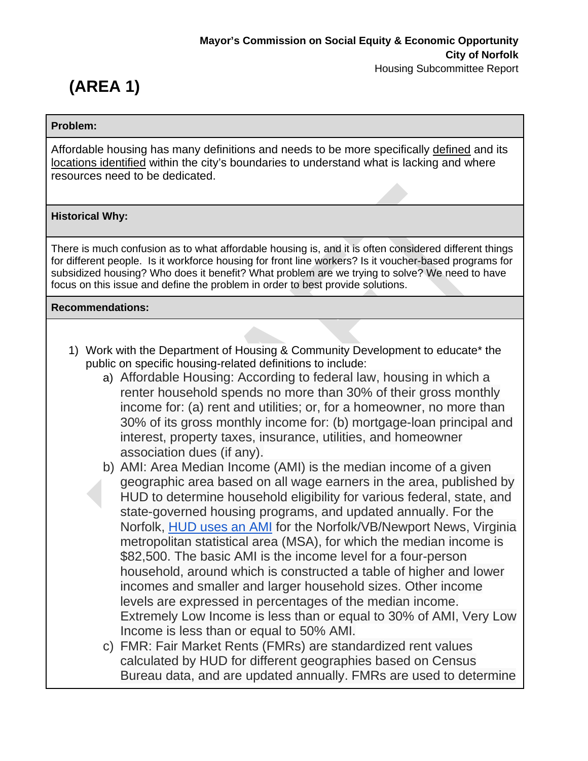## (AREA 1)

**Problem:**

Affordable housing has many definitions and needs to be more specifically defined and its locations identified within the city's boundaries to understand what is lacking and where resources need to be dedicated.

**Historical Why:**

There is much confusion as to what affordable housing is, and it is often considered different things for different people. Is it workforce housing for front line workers? Is it voucher-based programs for subsidized housing? Who does it benefit? What problem are we trying to solve? We need to have focus on this issue and define the problem in order to best provide solutions.

**Recommendations:**

1) Work with the Department of Housing & Community Development to educate* the public on specific housing-related definitions to include:
   a) Affordable Housing: According to federal law, housing in which a renter household spends no more than 30% of their gross monthly income for: (a) rent and utilities; or, for a homeowner, no more than 30% of its gross monthly income for: (b) mortgage-loan principal and interest, property taxes, insurance, utilities, and homeowner association dues (if any).
   b) AMI: Area Median Income (AMI) is the median income of a given geographic area based on all wage earners in the area, published by HUD to determine household eligibility for various federal, state, and state-governed housing programs, and updated annually. For the Norfolk, [HUD uses an AMI]() for the Norfolk/VB/Newport News, Virginia metropolitan statistical area (MSA), for which the median income is $82,500. The basic AMI is the income level for a four-person household, around which is constructed a table of higher and lower incomes and smaller and larger household sizes. Other income levels are expressed in percentages of the median income. Extremely Low Income is less than or equal to 30% of AMI, Very Low Income is less than or equal to 50% AMI.
   c) FMR: Fair Market Rents (FMRs) are standardized rent values calculated by HUD for different geographies based on Census Bureau data, and are updated annually. FMRs are used to determine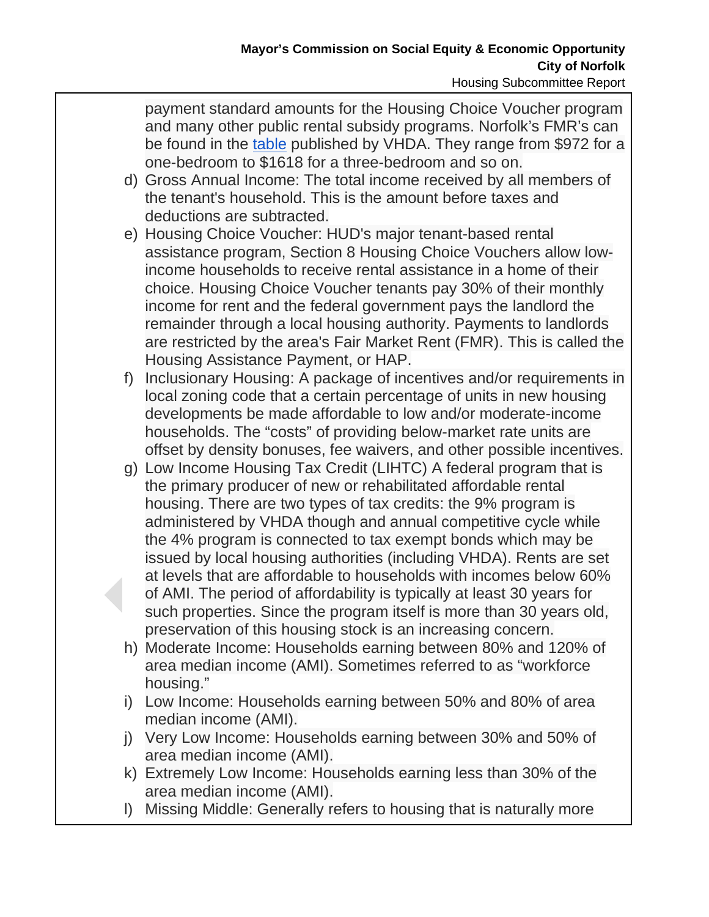payment standard amounts for the Housing Choice Voucher program and many other public rental subsidy programs. Norfolk's FMR's can be found in the table published by VHDA. They range from $972 for a one-bedroom to $1618 for a three-bedroom and so on.

d) Gross Annual Income: The total income received by all members of the tenant's household. This is the amount before taxes and deductions are subtracted.

e) Housing Choice Voucher: HUD's major tenant-based rental assistance program, Section 8 Housing Choice Vouchers allow low-income households to receive rental assistance in a home of their choice. Housing Choice Voucher tenants pay 30% of their monthly income for rent and the federal government pays the landlord the remainder through a local housing authority. Payments to landlords are restricted by the area's Fair Market Rent (FMR). This is called the Housing Assistance Payment, or HAP.

f) Inclusionary Housing: A package of incentives and/or requirements in local zoning code that a certain percentage of units in new housing developments be made affordable to low and/or moderate-income households. The "costs" of providing below-market rate units are offset by density bonuses, fee waivers, and other possible incentives.

g) Low Income Housing Tax Credit (LIHTC) A federal program that is the primary producer of new or rehabilitated affordable rental housing. There are two types of tax credits: the 9% program is administered by VHDA though and annual competitive cycle while the 4% program is connected to tax exempt bonds which may be issued by local housing authorities (including VHDA). Rents are set at levels that are affordable to households with incomes below 60% of AMI. The period of affordability is typically at least 30 years for such properties. Since the program itself is more than 30 years old, preservation of this housing stock is an increasing concern.

h) Moderate Income: Households earning between 80% and 120% of area median income (AMI). Sometimes referred to as "workforce housing."

i) Low Income: Households earning between 50% and 80% of area median income (AMI).

j) Very Low Income: Households earning between 30% and 50% of area median income (AMI).

k) Extremely Low Income: Households earning less than 30% of the area median income (AMI).

l) Missing Middle: Generally refers to housing that is naturally more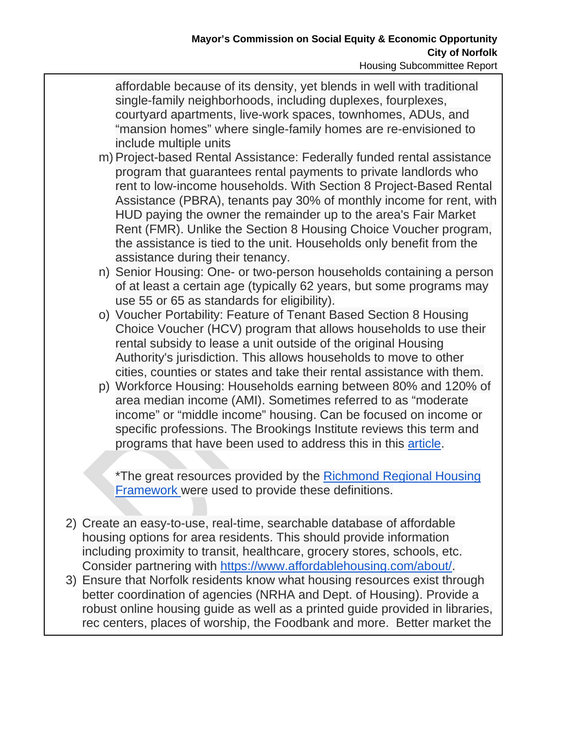affordable because of its density, yet blends in well with traditional single-family neighborhoods, including duplexes, fourplexes, courtyard apartments, live-work spaces, townhomes, ADUs, and "mansion homes" where single-family homes are re-envisioned to include multiple units

m) Project-based Rental Assistance: Federally funded rental assistance program that guarantees rental payments to private landlords who rent to low-income households. With Section 8 Project-Based Rental Assistance (PBRA), tenants pay 30% of monthly income for rent, with HUD paying the owner the remainder up to the area's Fair Market Rent (FMR). Unlike the Section 8 Housing Choice Voucher program, the assistance is tied to the unit. Households only benefit from the assistance during their tenancy.

n) Senior Housing: One- or two-person households containing a person of at least a certain age (typically 62 years, but some programs may use 55 or 65 as standards for eligibility).

o) Voucher Portability: Feature of Tenant Based Section 8 Housing Choice Voucher (HCV) program that allows households to use their rental subsidy to lease a unit outside of the original Housing Authority's jurisdiction. This allows households to move to other cities, counties or states and take their rental assistance with them.

p) Workforce Housing: Households earning between 80% and 120% of area median income (AMI). Sometimes referred to as "moderate income" or "middle income" housing. Can be focused on income or specific professions. The Brookings Institute reviews this term and programs that have been used to address this in this [article](article).

*The great resources provided by the [Richmond Regional Housing Framework](Richmond Regional Housing Framework) were used to provide these definitions.

2) Create an easy-to-use, real-time, searchable database of affordable housing options for area residents. This should provide information including proximity to transit, healthcare, grocery stores, schools, etc. Consider partnering with https://www.affordablehousing.com/about/.

3) Ensure that Norfolk residents know what housing resources exist through better coordination of agencies (NRHA and Dept. of Housing). Provide a robust online housing guide as well as a printed guide provided in libraries, rec centers, places of worship, the Foodbank and more. Better market the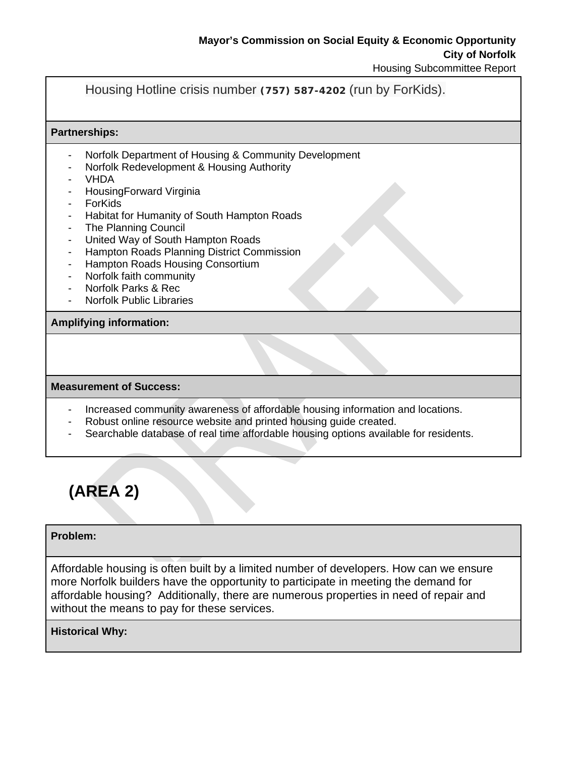Housing Hotline crisis number **(757) 587-4202** (run by ForKids).

**Partnerships:**

- Norfolk Department of Housing & Community Development
- Norfolk Redevelopment & Housing Authority
- VHDA
- HousingForward Virginia
- ForKids
- Habitat for Humanity of South Hampton Roads
- The Planning Council
- United Way of South Hampton Roads
- Hampton Roads Planning District Commission
- Hampton Roads Housing Consortium
- Norfolk faith community
- Norfolk Parks & Rec
- Norfolk Public Libraries

**Amplifying information:**

**Measurement of Success:**

- Increased community awareness of affordable housing information and locations.
- Robust online resource website and printed housing guide created.
- Searchable database of real time affordable housing options available for residents.

## (AREA 2)

**Problem:**

Affordable housing is often built by a limited number of developers. How can we ensure more Norfolk builders have the opportunity to participate in meeting the demand for affordable housing?  Additionally, there are numerous properties in need of repair and without the means to pay for these services.

**Historical Why:**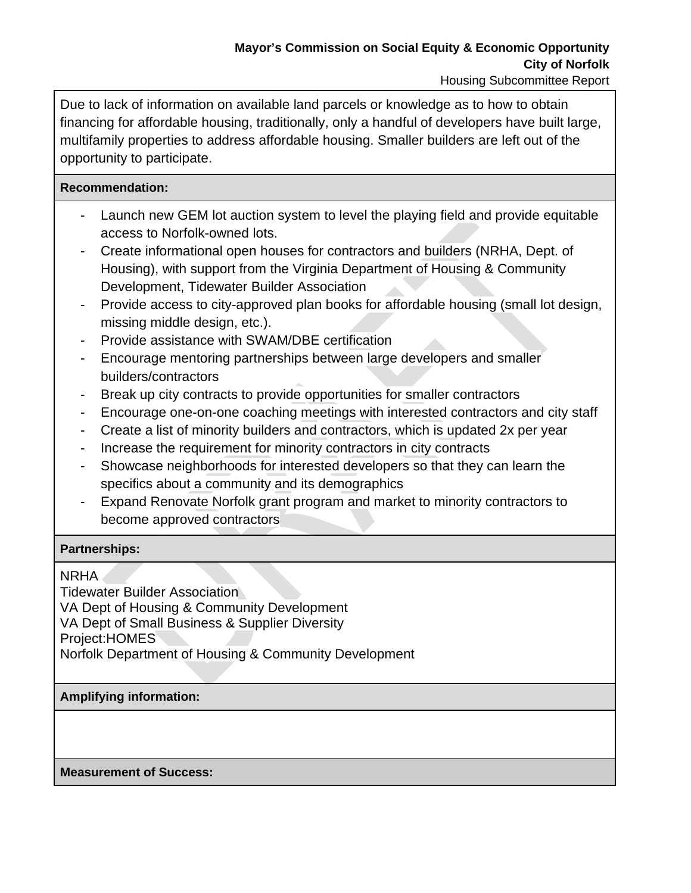Due to lack of information on available land parcels or knowledge as to how to obtain financing for affordable housing, traditionally, only a handful of developers have built large, multifamily properties to address affordable housing. Smaller builders are left out of the opportunity to participate.

**Recommendation:**

- Launch new GEM lot auction system to level the playing field and provide equitable access to Norfolk-owned lots.
- Create informational open houses for contractors and builders (NRHA, Dept. of Housing), with support from the Virginia Department of Housing & Community Development, Tidewater Builder Association
- Provide access to city-approved plan books for affordable housing (small lot design, missing middle design, etc.).
- Provide assistance with SWAM/DBE certification
- Encourage mentoring partnerships between large developers and smaller builders/contractors
- Break up city contracts to provide opportunities for smaller contractors
- Encourage one-on-one coaching meetings with interested contractors and city staff
- Create a list of minority builders and contractors, which is updated 2x per year
- Increase the requirement for minority contractors in city contracts
- Showcase neighborhoods for interested developers so that they can learn the specifics about a community and its demographics
- Expand Renovate Norfolk grant program and market to minority contractors to become approved contractors

**Partnerships:**

NRHA
Tidewater Builder Association
VA Dept of Housing & Community Development
VA Dept of Small Business & Supplier Diversity
Project:HOMES
Norfolk Department of Housing & Community Development

**Amplifying information:**

**Measurement of Success:**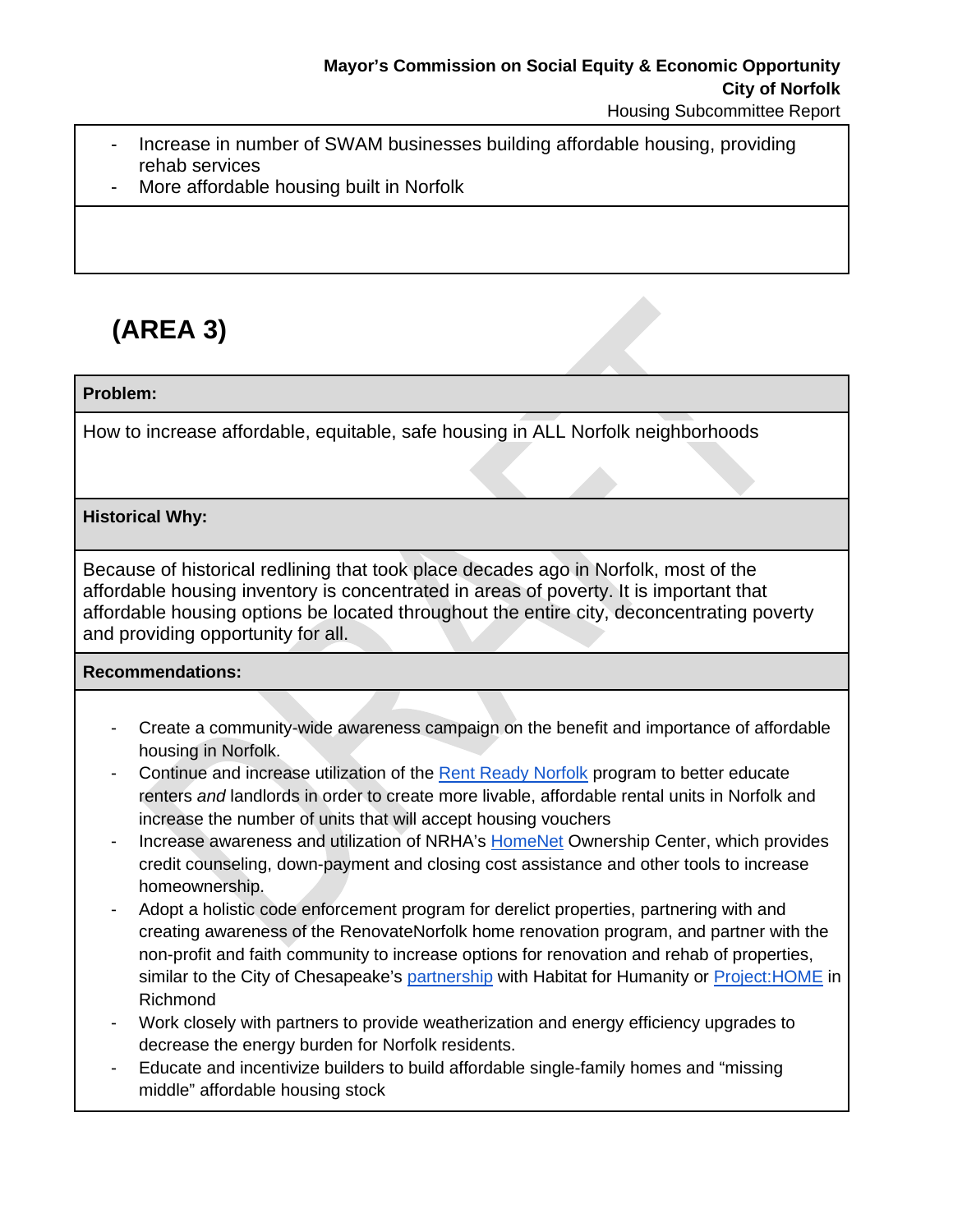- Increase in number of SWAM businesses building affordable housing, providing rehab services
- More affordable housing built in Norfolk

## (AREA 3)

**Problem:**

How to increase affordable, equitable, safe housing in ALL Norfolk neighborhoods

**Historical Why:**

Because of historical redlining that took place decades ago in Norfolk, most of the affordable housing inventory is concentrated in areas of poverty. It is important that affordable housing options be located throughout the entire city, deconcentrating poverty and providing opportunity for all.

**Recommendations:**

- Create a community-wide awareness campaign on the benefit and importance of affordable housing in Norfolk.
- Continue and increase utilization of the Rent Ready Norfolk program to better educate renters *and* landlords in order to create more livable, affordable rental units in Norfolk and increase the number of units that will accept housing vouchers
- Increase awareness and utilization of NRHA's HomeNet Ownership Center, which provides credit counseling, down-payment and closing cost assistance and other tools to increase homeownership.
- Adopt a holistic code enforcement program for derelict properties, partnering with and creating awareness of the RenovateNorfolk home renovation program, and partner with the non-profit and faith community to increase options for renovation and rehab of properties, similar to the City of Chesapeake's partnership with Habitat for Humanity or Project:HOME in Richmond
- Work closely with partners to provide weatherization and energy efficiency upgrades to decrease the energy burden for Norfolk residents.
- Educate and incentivize builders to build affordable single-family homes and "missing middle" affordable housing stock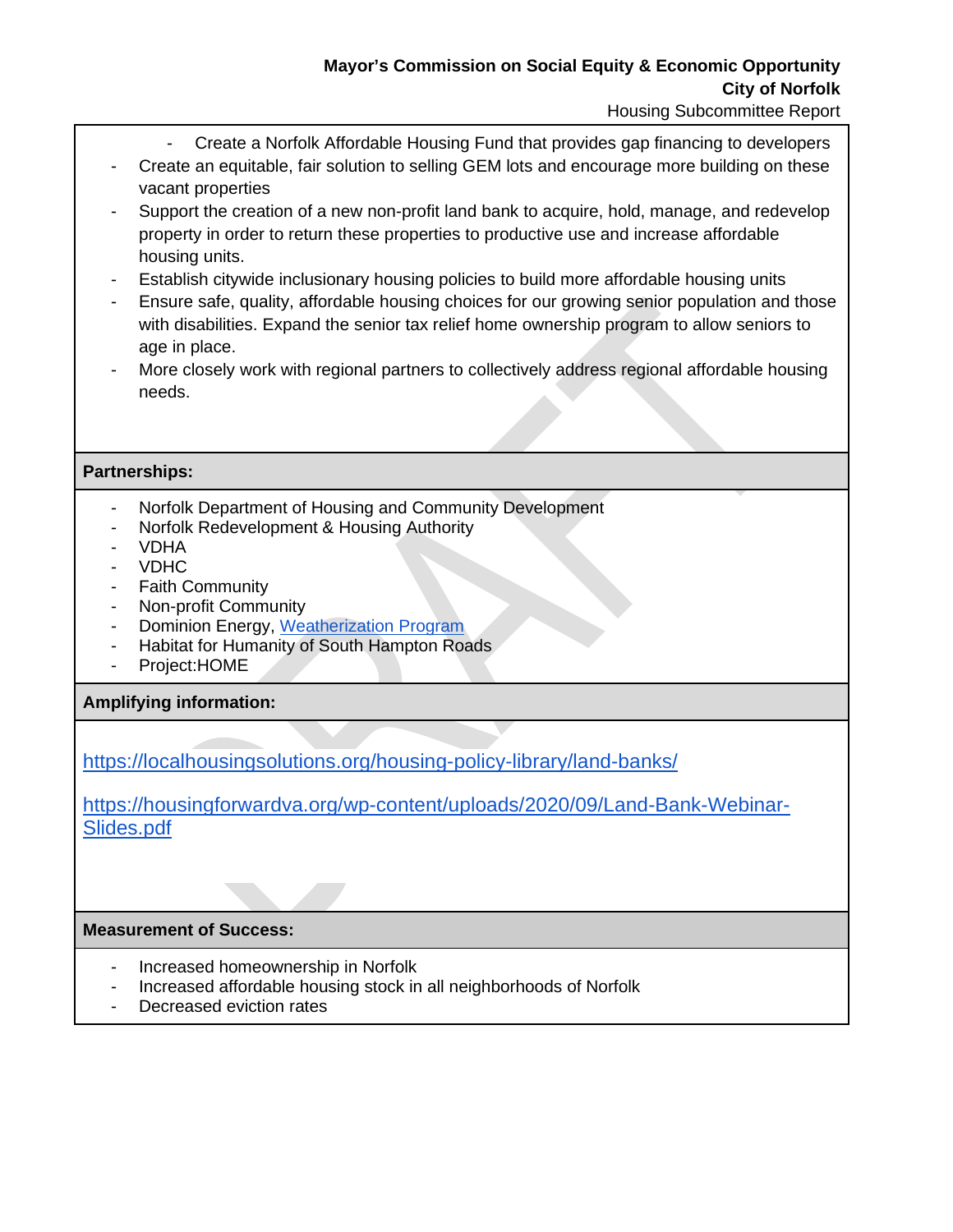- Create a Norfolk Affordable Housing Fund that provides gap financing to developers
- Create an equitable, fair solution to selling GEM lots and encourage more building on these vacant properties
- Support the creation of a new non-profit land bank to acquire, hold, manage, and redevelop property in order to return these properties to productive use and increase affordable housing units.
- Establish citywide inclusionary housing policies to build more affordable housing units
- Ensure safe, quality, affordable housing choices for our growing senior population and those with disabilities. Expand the senior tax relief home ownership program to allow seniors to age in place.
- More closely work with regional partners to collectively address regional affordable housing needs.

**Partnerships:**

- Norfolk Department of Housing and Community Development
- Norfolk Redevelopment & Housing Authority
- VDHA
- VDHC
- Faith Community
- Non-profit Community
- Dominion Energy, Weatherization Program
- Habitat for Humanity of South Hampton Roads
- Project:HOME

**Amplifying information:**

https://localhousingsolutions.org/housing-policy-library/land-banks/

https://housingforwardva.org/wp-content/uploads/2020/09/Land-Bank-Webinar-Slides.pdf

**Measurement of Success:**

- Increased homeownership in Norfolk
- Increased affordable housing stock in all neighborhoods of Norfolk
- Decreased eviction rates